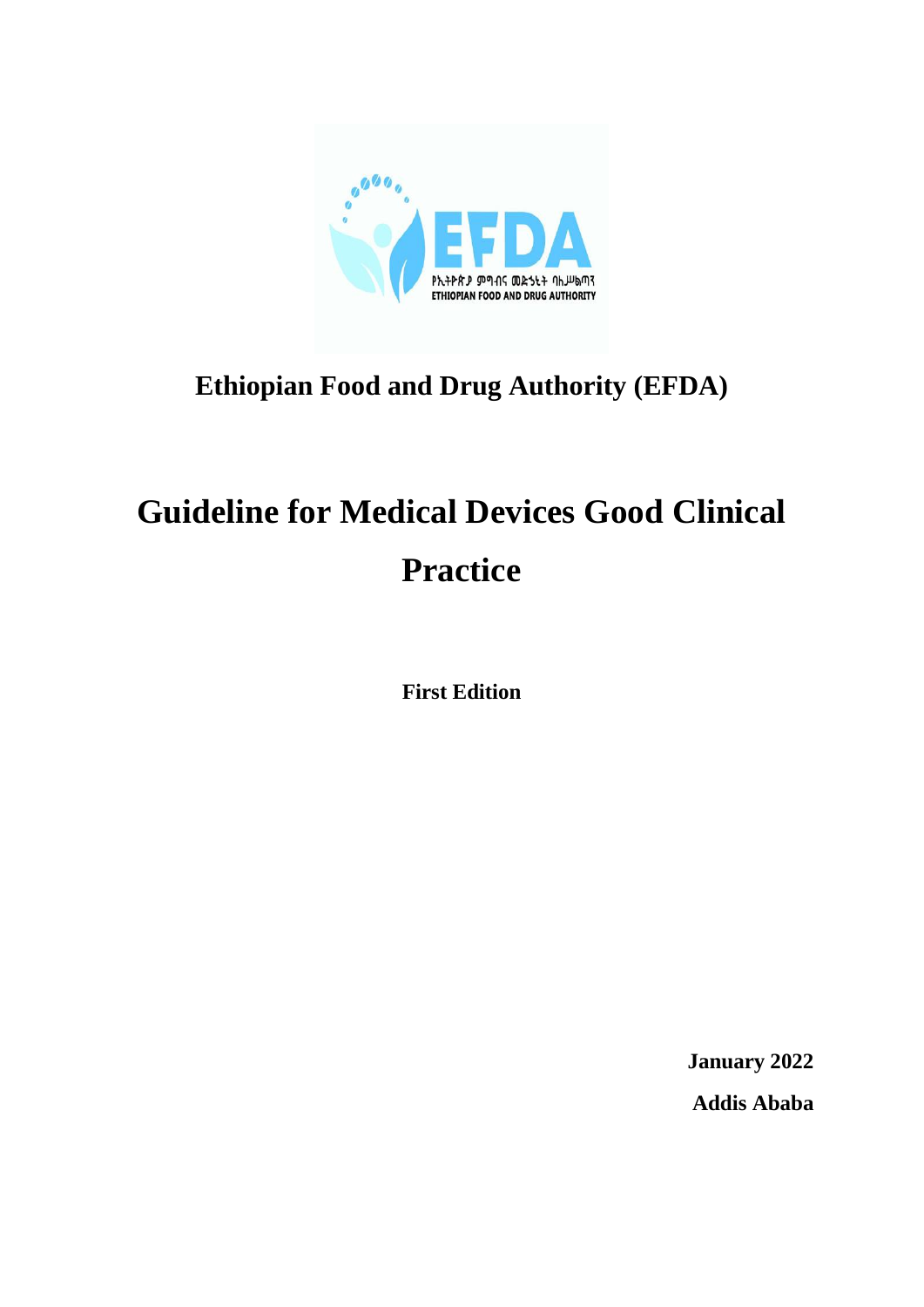**Ethiopian Food and Drug Authority (EFDA)**

# Guideline for Medical Devices Good Clinical Practice

**First Edition**

**January 2022**

**Addis Ababa**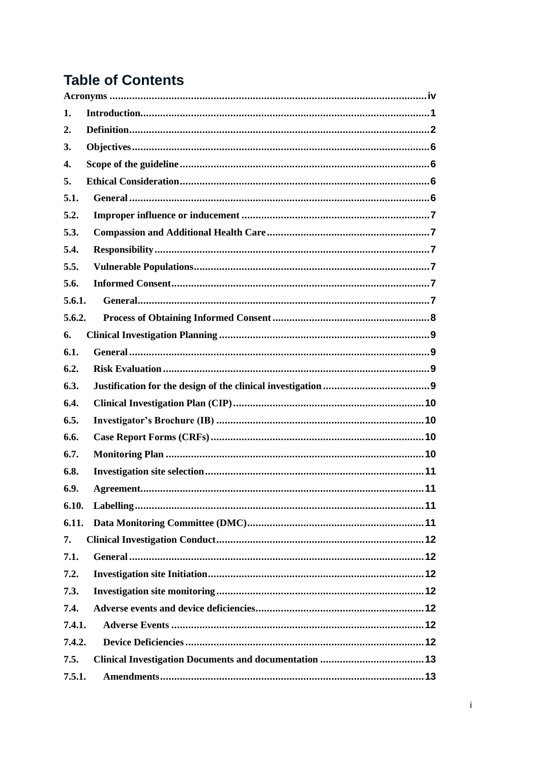# Table of Contents

Acronyms ........................................................................................................... iv

1. Introduction ................................................................................................. 1
2. Definition ..................................................................................................... 2
3. Objectives .................................................................................................... 6
4. Scope of the guideline .................................................................................. 6
5. Ethical Consideration ................................................................................... 6

5.1. General ......................................................................................................... 6

5.2. Improper influence or inducement ............................................................... 7

5.3. Compassion and Additional Health Care ...................................................... 7

5.4. Responsibility ................................................................................................ 7

5.5. Vulnerable Populations ................................................................................. 7

5.6. Informed Consent .......................................................................................... 7

5.6.1. General ....................................................................................................... 7

5.6.2. Process of Obtaining Informed Consent ...................................................... 8

6. Clinical Investigation Planning ........................................................................ 9

6.1. General ......................................................................................................... 9

6.2. Risk Evaluation ............................................................................................. 9

6.3. Justification for the design of the clinical investigation .................................. 9

6.4. Clinical Investigation Plan (CIP) .................................................................. 10

6.5. Investigator's Brochure (IB) ......................................................................... 10

6.6. Case Report Forms (CRFs) .......................................................................... 10

6.7. Monitoring Plan ........................................................................................... 10

6.8. Investigation site selection ........................................................................... 11

6.9. Agreement .................................................................................................... 11

6.10. Labelling ..................................................................................................... 11

6.11. Data Monitoring Committee (DMC) ............................................................ 11

7. Clinical Investigation Conduct ....................................................................... 12

7.1. General ....................................................................................................... 12

7.2. Investigation site Initiation ........................................................................... 12

7.3. Investigation site monitoring ........................................................................ 12

7.4. Adverse events and device deficiencies ....................................................... 12

7.4.1. Adverse Events ......................................................................................... 12

7.4.2. Device Deficiencies .................................................................................... 12

7.5. Clinical Investigation Documents and documentation .................................. 13

7.5.1. Amendments .............................................................................................. 13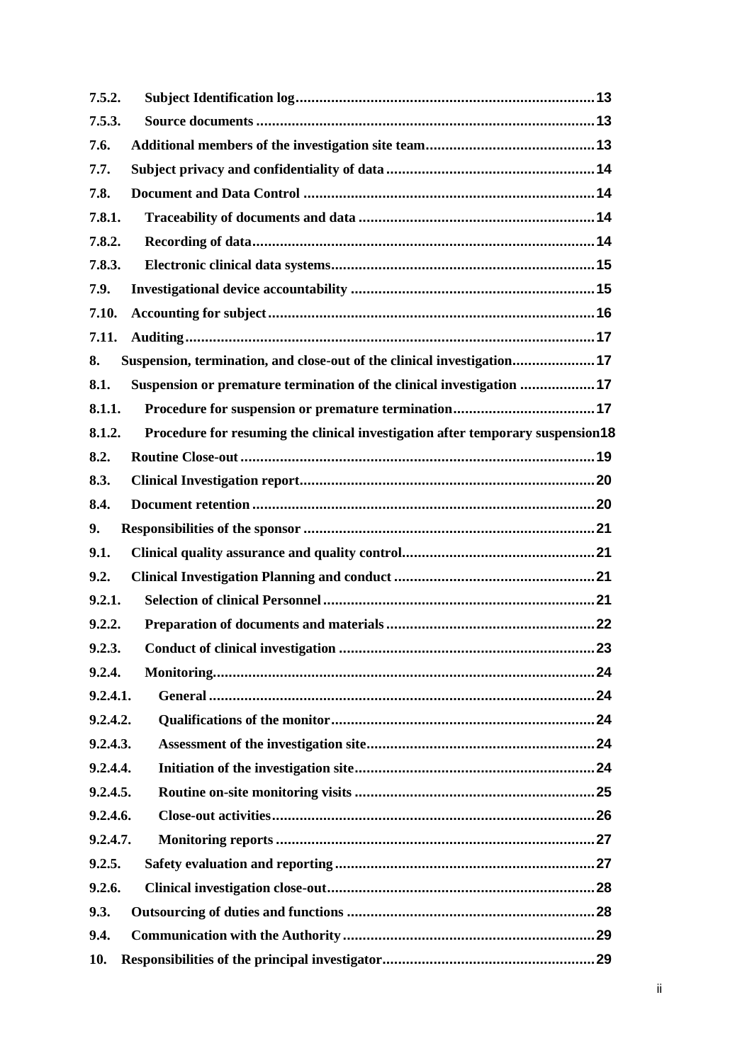| | | |
|---|---|---|
| **7.5.2.** | **Subject Identification log** | **13** |
| **7.5.3.** | **Source documents** | **13** |
| **7.6.** | **Additional members of the investigation site team** | **13** |
| **7.7.** | **Subject privacy and confidentiality of data** | **14** |
| **7.8.** | **Document and Data Control** | **14** |
| **7.8.1.** | **Traceability of documents and data** | **14** |
| **7.8.2.** | **Recording of data** | **14** |
| **7.8.3.** | **Electronic clinical data systems** | **15** |
| **7.9.** | **Investigational device accountability** | **15** |
| **7.10.** | **Accounting for subject** | **16** |
| **7.11.** | **Auditing** | **17** |
| **8.** | **Suspension, termination, and close-out of the clinical investigation** | **17** |
| **8.1.** | **Suspension or premature termination of the clinical investigation** | **17** |
| **8.1.1.** | **Procedure for suspension or premature termination** | **17** |
| **8.1.2.** | **Procedure for resuming the clinical investigation after temporary suspension** | **18** |
| **8.2.** | **Routine Close-out** | **19** |
| **8.3.** | **Clinical Investigation report** | **20** |
| **8.4.** | **Document retention** | **20** |
| **9.** | **Responsibilities of the sponsor** | **21** |
| **9.1.** | **Clinical quality assurance and quality control** | **21** |
| **9.2.** | **Clinical Investigation Planning and conduct** | **21** |
| **9.2.1.** | **Selection of clinical Personnel** | **21** |
| **9.2.2.** | **Preparation of documents and materials** | **22** |
| **9.2.3.** | **Conduct of clinical investigation** | **23** |
| **9.2.4.** | **Monitoring** | **24** |
| **9.2.4.1.** | **General** | **24** |
| **9.2.4.2.** | **Qualifications of the monitor** | **24** |
| **9.2.4.3.** | **Assessment of the investigation site** | **24** |
| **9.2.4.4.** | **Initiation of the investigation site** | **24** |
| **9.2.4.5.** | **Routine on-site monitoring visits** | **25** |
| **9.2.4.6.** | **Close-out activities** | **26** |
| **9.2.4.7.** | **Monitoring reports** | **27** |
| **9.2.5.** | **Safety evaluation and reporting** | **27** |
| **9.2.6.** | **Clinical investigation close-out** | **28** |
| **9.3.** | **Outsourcing of duties and functions** | **28** |
| **9.4.** | **Communication with the Authority** | **29** |
| **10.** | **Responsibilities of the principal investigator** | **29** |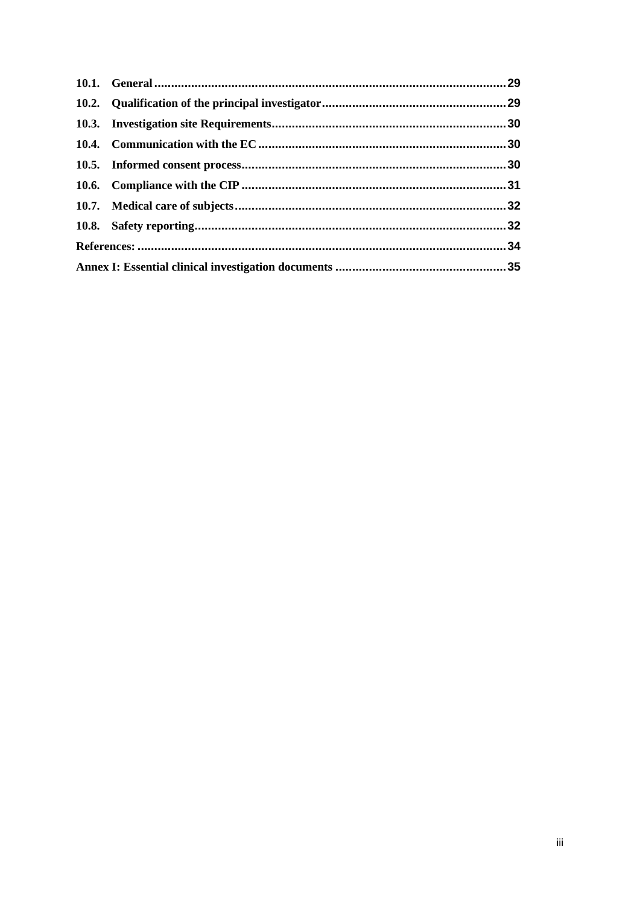**10.1. General** ........................................................................................................ 29

**10.2. Qualification of the principal investigator** ...................................................... 29

**10.3. Investigation site Requirements** ..................................................................... 30

**10.4. Communication with the EC** ......................................................................... 30

**10.5. Informed consent process** .............................................................................. 30

**10.6. Compliance with the CIP** .............................................................................. 31

**10.7. Medical care of subjects** ................................................................................ 32

**10.8. Safety reporting** ............................................................................................ 32

**References:** ............................................................................................................. 34

**Annex I: Essential clinical investigation documents** ................................................... 35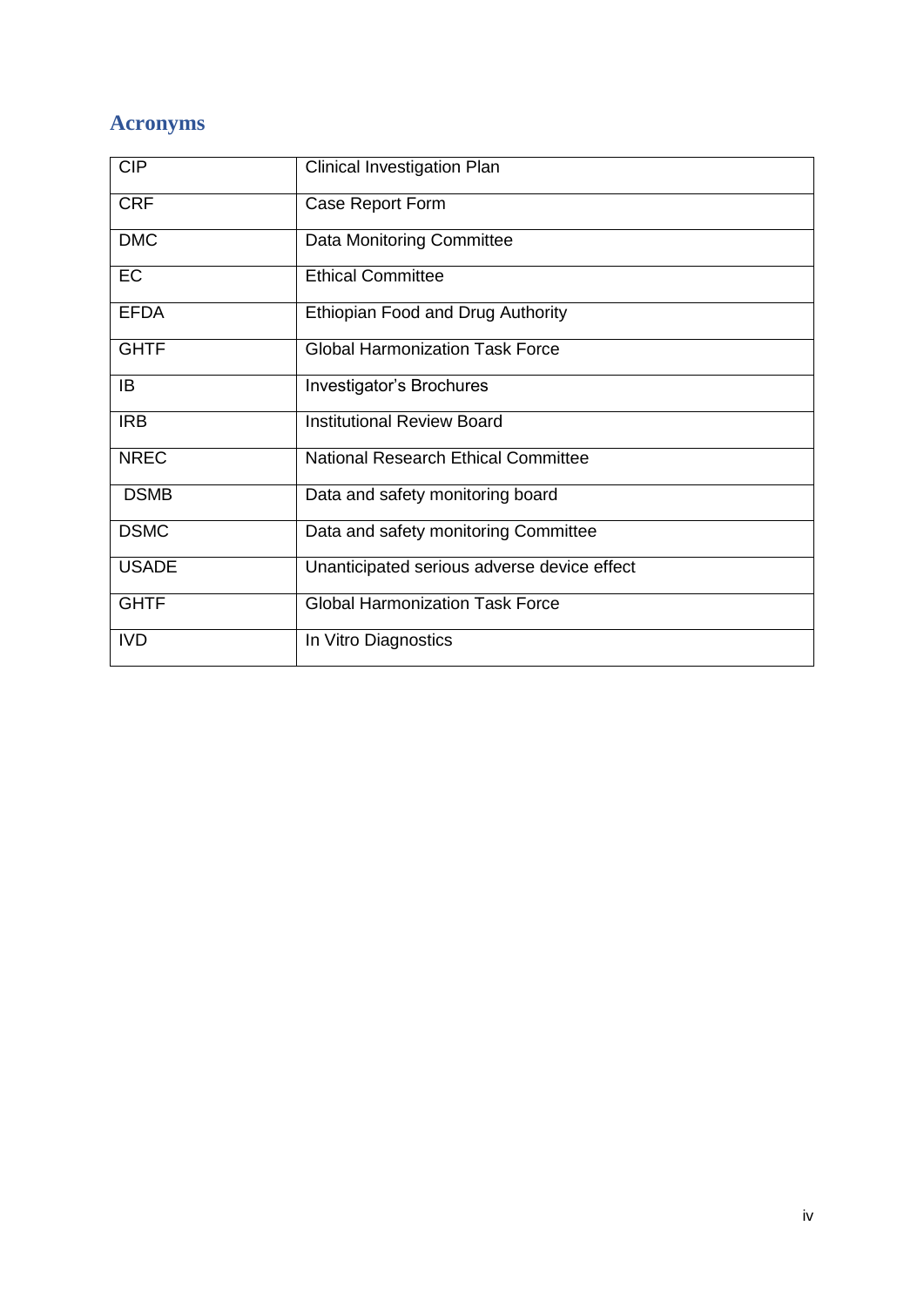# Acronyms

| | |
|---|---|
| CIP | Clinical Investigation Plan |
| CRF | Case Report Form |
| DMC | Data Monitoring Committee |
| EC | Ethical Committee |
| EFDA | Ethiopian Food and Drug Authority |
| GHTF | Global Harmonization Task Force |
| IB | Investigator's Brochures |
| IRB | Institutional Review Board |
| NREC | National Research Ethical Committee |
| DSMB | Data and safety monitoring board |
| DSMC | Data and safety monitoring Committee |
| USADE | Unanticipated serious adverse device effect |
| GHTF | Global Harmonization Task Force |
| IVD | In Vitro Diagnostics |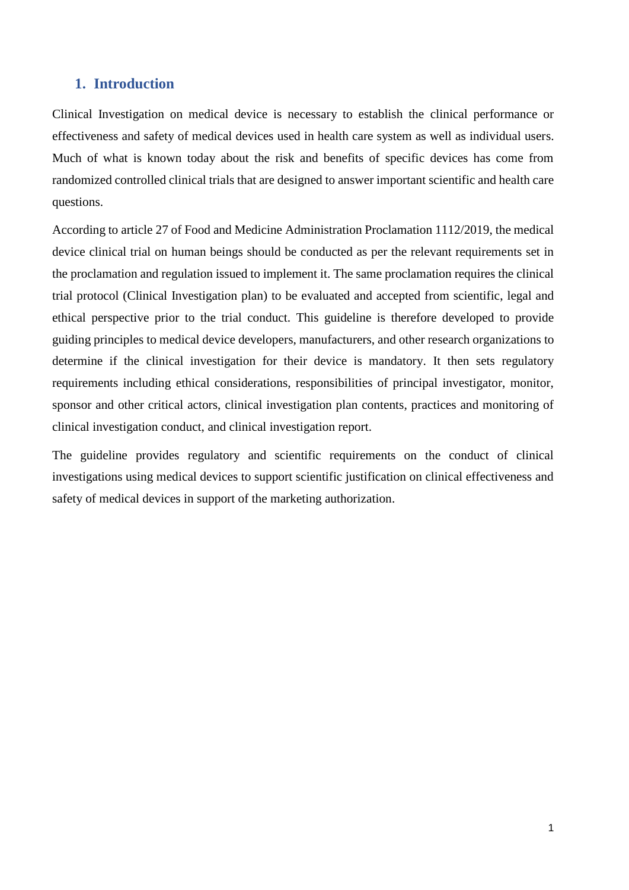## 1. Introduction

Clinical Investigation on medical device is necessary to establish the clinical performance or effectiveness and safety of medical devices used in health care system as well as individual users. Much of what is known today about the risk and benefits of specific devices has come from randomized controlled clinical trials that are designed to answer important scientific and health care questions.

According to article 27 of Food and Medicine Administration Proclamation 1112/2019, the medical device clinical trial on human beings should be conducted as per the relevant requirements set in the proclamation and regulation issued to implement it. The same proclamation requires the clinical trial protocol (Clinical Investigation plan) to be evaluated and accepted from scientific, legal and ethical perspective prior to the trial conduct. This guideline is therefore developed to provide guiding principles to medical device developers, manufacturers, and other research organizations to determine if the clinical investigation for their device is mandatory. It then sets regulatory requirements including ethical considerations, responsibilities of principal investigator, monitor, sponsor and other critical actors, clinical investigation plan contents, practices and monitoring of clinical investigation conduct, and clinical investigation report.

The guideline provides regulatory and scientific requirements on the conduct of clinical investigations using medical devices to support scientific justification on clinical effectiveness and safety of medical devices in support of the marketing authorization.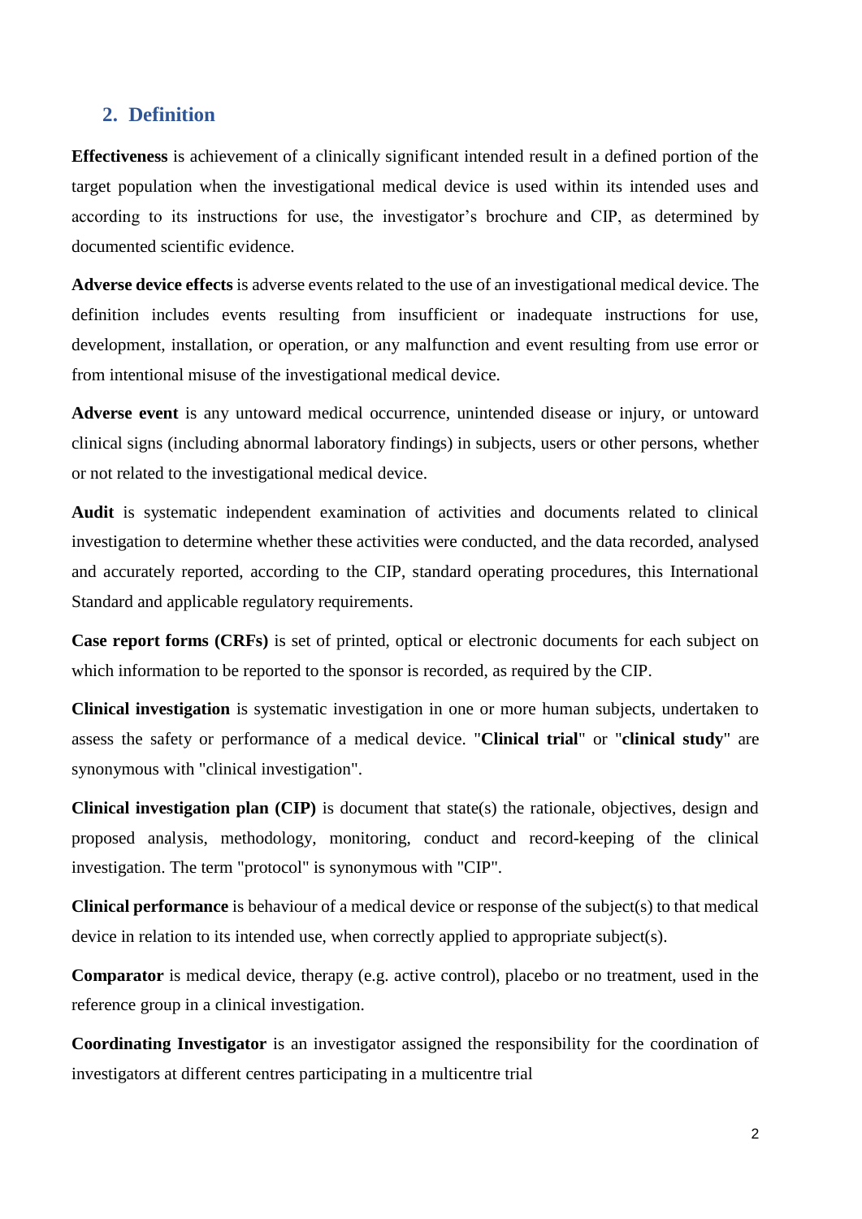## 2. Definition

**Effectiveness** is achievement of a clinically significant intended result in a defined portion of the target population when the investigational medical device is used within its intended uses and according to its instructions for use, the investigator's brochure and CIP, as determined by documented scientific evidence.

**Adverse device effects** is adverse events related to the use of an investigational medical device. The definition includes events resulting from insufficient or inadequate instructions for use, development, installation, or operation, or any malfunction and event resulting from use error or from intentional misuse of the investigational medical device.

**Adverse event** is any untoward medical occurrence, unintended disease or injury, or untoward clinical signs (including abnormal laboratory findings) in subjects, users or other persons, whether or not related to the investigational medical device.

**Audit** is systematic independent examination of activities and documents related to clinical investigation to determine whether these activities were conducted, and the data recorded, analysed and accurately reported, according to the CIP, standard operating procedures, this International Standard and applicable regulatory requirements.

**Case report forms (CRFs)** is set of printed, optical or electronic documents for each subject on which information to be reported to the sponsor is recorded, as required by the CIP.

**Clinical investigation** is systematic investigation in one or more human subjects, undertaken to assess the safety or performance of a medical device. "**Clinical trial**" or "**clinical study**" are synonymous with "clinical investigation".

**Clinical investigation plan (CIP)** is document that state(s) the rationale, objectives, design and proposed analysis, methodology, monitoring, conduct and record-keeping of the clinical investigation. The term "protocol" is synonymous with "CIP".

**Clinical performance** is behaviour of a medical device or response of the subject(s) to that medical device in relation to its intended use, when correctly applied to appropriate subject(s).

**Comparator** is medical device, therapy (e.g. active control), placebo or no treatment, used in the reference group in a clinical investigation.

**Coordinating Investigator** is an investigator assigned the responsibility for the coordination of investigators at different centres participating in a multicentre trial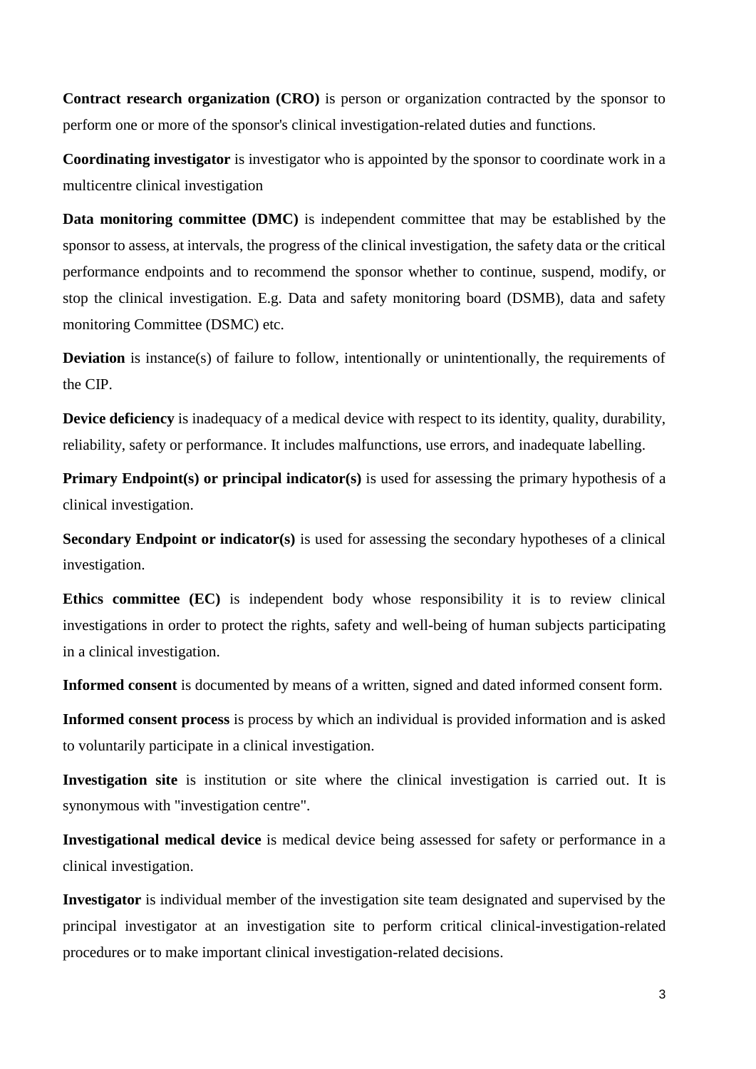**Contract research organization (CRO)** is person or organization contracted by the sponsor to perform one or more of the sponsor's clinical investigation-related duties and functions.

**Coordinating investigator** is investigator who is appointed by the sponsor to coordinate work in a multicentre clinical investigation

**Data monitoring committee (DMC)** is independent committee that may be established by the sponsor to assess, at intervals, the progress of the clinical investigation, the safety data or the critical performance endpoints and to recommend the sponsor whether to continue, suspend, modify, or stop the clinical investigation. E.g. Data and safety monitoring board (DSMB), data and safety monitoring Committee (DSMC) etc.

**Deviation** is instance(s) of failure to follow, intentionally or unintentionally, the requirements of the CIP.

**Device deficiency** is inadequacy of a medical device with respect to its identity, quality, durability, reliability, safety or performance. It includes malfunctions, use errors, and inadequate labelling.

**Primary Endpoint(s) or principal indicator(s)** is used for assessing the primary hypothesis of a clinical investigation.

**Secondary Endpoint or indicator(s)** is used for assessing the secondary hypotheses of a clinical investigation.

**Ethics committee (EC)** is independent body whose responsibility it is to review clinical investigations in order to protect the rights, safety and well-being of human subjects participating in a clinical investigation.

**Informed consent** is documented by means of a written, signed and dated informed consent form.

**Informed consent process** is process by which an individual is provided information and is asked to voluntarily participate in a clinical investigation.

**Investigation site** is institution or site where the clinical investigation is carried out. It is synonymous with "investigation centre".

**Investigational medical device** is medical device being assessed for safety or performance in a clinical investigation.

**Investigator** is individual member of the investigation site team designated and supervised by the principal investigator at an investigation site to perform critical clinical-investigation-related procedures or to make important clinical investigation-related decisions.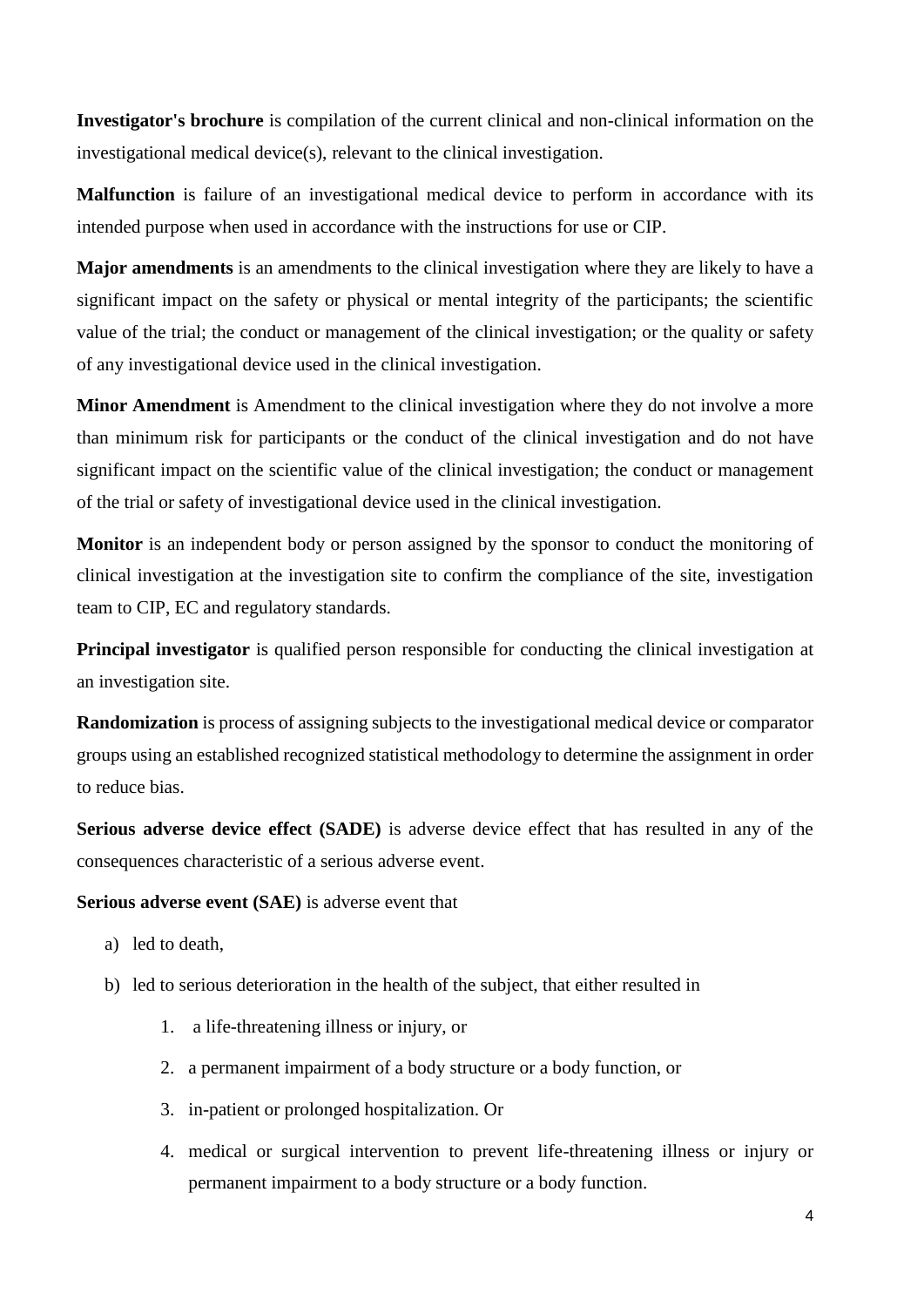**Investigator's brochure** is compilation of the current clinical and non-clinical information on the investigational medical device(s), relevant to the clinical investigation.

**Malfunction** is failure of an investigational medical device to perform in accordance with its intended purpose when used in accordance with the instructions for use or CIP.

**Major amendments** is an amendments to the clinical investigation where they are likely to have a significant impact on the safety or physical or mental integrity of the participants; the scientific value of the trial; the conduct or management of the clinical investigation; or the quality or safety of any investigational device used in the clinical investigation.

**Minor Amendment** is Amendment to the clinical investigation where they do not involve a more than minimum risk for participants or the conduct of the clinical investigation and do not have significant impact on the scientific value of the clinical investigation; the conduct or management of the trial or safety of investigational device used in the clinical investigation.

**Monitor** is an independent body or person assigned by the sponsor to conduct the monitoring of clinical investigation at the investigation site to confirm the compliance of the site, investigation team to CIP, EC and regulatory standards.

**Principal investigator** is qualified person responsible for conducting the clinical investigation at an investigation site.

**Randomization** is process of assigning subjects to the investigational medical device or comparator groups using an established recognized statistical methodology to determine the assignment in order to reduce bias.

**Serious adverse device effect (SADE)** is adverse device effect that has resulted in any of the consequences characteristic of a serious adverse event.

**Serious adverse event (SAE)** is adverse event that

a) led to death,
b) led to serious deterioration in the health of the subject, that either resulted in
    1. a life-threatening illness or injury, or
    2. a permanent impairment of a body structure or a body function, or
    3. in-patient or prolonged hospitalization. Or
    4. medical or surgical intervention to prevent life-threatening illness or injury or permanent impairment to a body structure or a body function.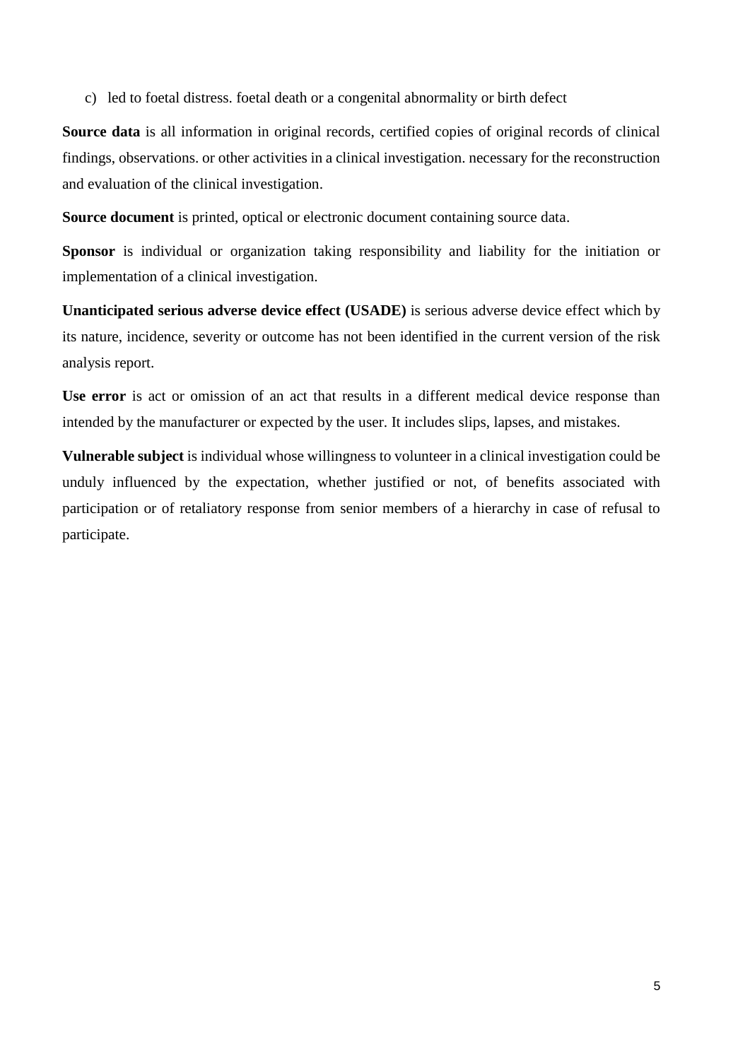c) led to foetal distress. foetal death or a congenital abnormality or birth defect

**Source data** is all information in original records, certified copies of original records of clinical findings, observations. or other activities in a clinical investigation. necessary for the reconstruction and evaluation of the clinical investigation.

**Source document** is printed, optical or electronic document containing source data.

**Sponsor** is individual or organization taking responsibility and liability for the initiation or implementation of a clinical investigation.

**Unanticipated serious adverse device effect (USADE)** is serious adverse device effect which by its nature, incidence, severity or outcome has not been identified in the current version of the risk analysis report.

**Use error** is act or omission of an act that results in a different medical device response than intended by the manufacturer or expected by the user. It includes slips, lapses, and mistakes.

**Vulnerable subject** is individual whose willingness to volunteer in a clinical investigation could be unduly influenced by the expectation, whether justified or not, of benefits associated with participation or of retaliatory response from senior members of a hierarchy in case of refusal to participate.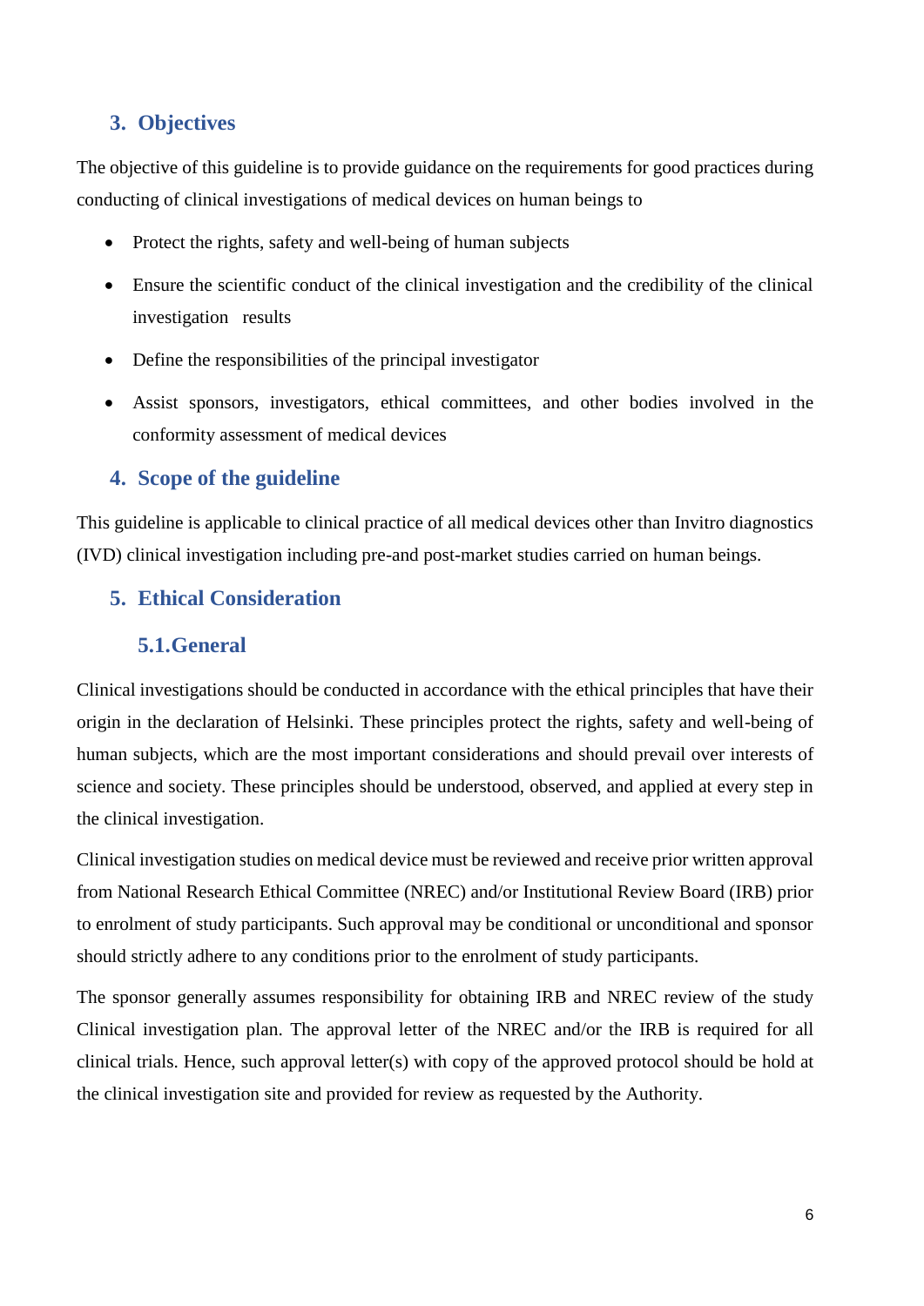## 3. Objectives

The objective of this guideline is to provide guidance on the requirements for good practices during conducting of clinical investigations of medical devices on human beings to

- Protect the rights, safety and well-being of human subjects
- Ensure the scientific conduct of the clinical investigation and the credibility of the clinical investigation results
- Define the responsibilities of the principal investigator
- Assist sponsors, investigators, ethical committees, and other bodies involved in the conformity assessment of medical devices

## 4. Scope of the guideline

This guideline is applicable to clinical practice of all medical devices other than Invitro diagnostics (IVD) clinical investigation including pre-and post-market studies carried on human beings.

## 5. Ethical Consideration

### 5.1. General

Clinical investigations should be conducted in accordance with the ethical principles that have their origin in the declaration of Helsinki. These principles protect the rights, safety and well-being of human subjects, which are the most important considerations and should prevail over interests of science and society. These principles should be understood, observed, and applied at every step in the clinical investigation.

Clinical investigation studies on medical device must be reviewed and receive prior written approval from National Research Ethical Committee (NREC) and/or Institutional Review Board (IRB) prior to enrolment of study participants. Such approval may be conditional or unconditional and sponsor should strictly adhere to any conditions prior to the enrolment of study participants.

The sponsor generally assumes responsibility for obtaining IRB and NREC review of the study Clinical investigation plan. The approval letter of the NREC and/or the IRB is required for all clinical trials. Hence, such approval letter(s) with copy of the approved protocol should be hold at the clinical investigation site and provided for review as requested by the Authority.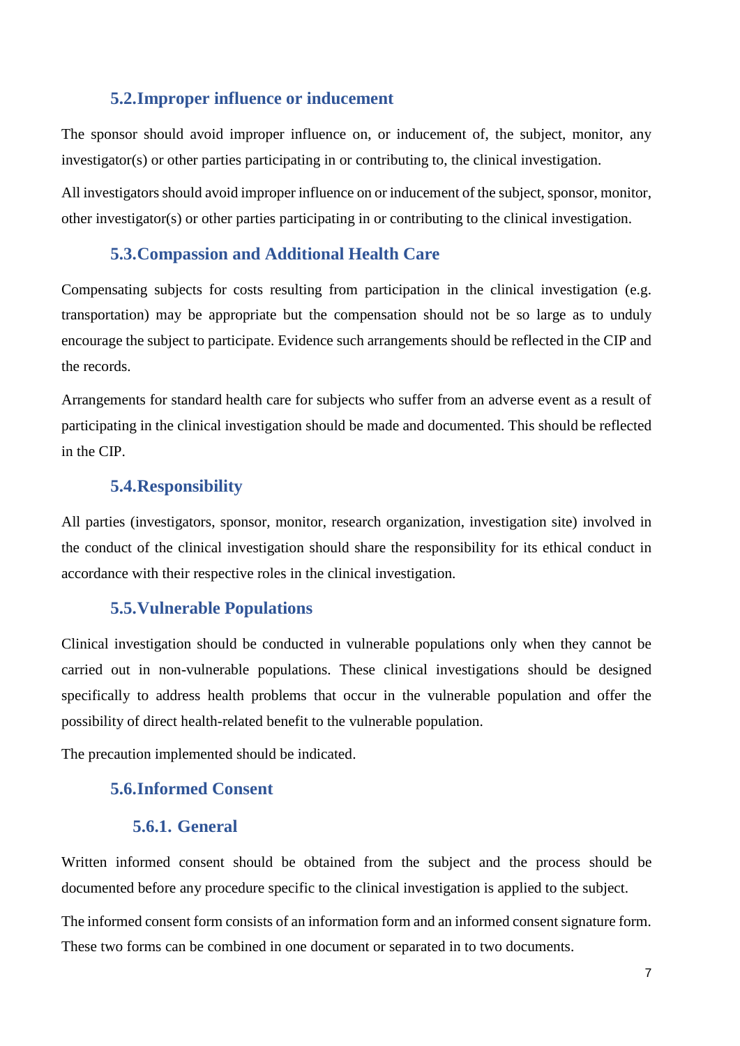## 5.2. Improper influence or inducement

The sponsor should avoid improper influence on, or inducement of, the subject, monitor, any investigator(s) or other parties participating in or contributing to, the clinical investigation.

All investigators should avoid improper influence on or inducement of the subject, sponsor, monitor, other investigator(s) or other parties participating in or contributing to the clinical investigation.

## 5.3. Compassion and Additional Health Care

Compensating subjects for costs resulting from participation in the clinical investigation (e.g. transportation) may be appropriate but the compensation should not be so large as to unduly encourage the subject to participate. Evidence such arrangements should be reflected in the CIP and the records.

Arrangements for standard health care for subjects who suffer from an adverse event as a result of participating in the clinical investigation should be made and documented. This should be reflected in the CIP.

## 5.4. Responsibility

All parties (investigators, sponsor, monitor, research organization, investigation site) involved in the conduct of the clinical investigation should share the responsibility for its ethical conduct in accordance with their respective roles in the clinical investigation.

## 5.5. Vulnerable Populations

Clinical investigation should be conducted in vulnerable populations only when they cannot be carried out in non-vulnerable populations. These clinical investigations should be designed specifically to address health problems that occur in the vulnerable population and offer the possibility of direct health-related benefit to the vulnerable population.

The precaution implemented should be indicated.

## 5.6. Informed Consent

### 5.6.1. General

Written informed consent should be obtained from the subject and the process should be documented before any procedure specific to the clinical investigation is applied to the subject.

The informed consent form consists of an information form and an informed consent signature form. These two forms can be combined in one document or separated in to two documents.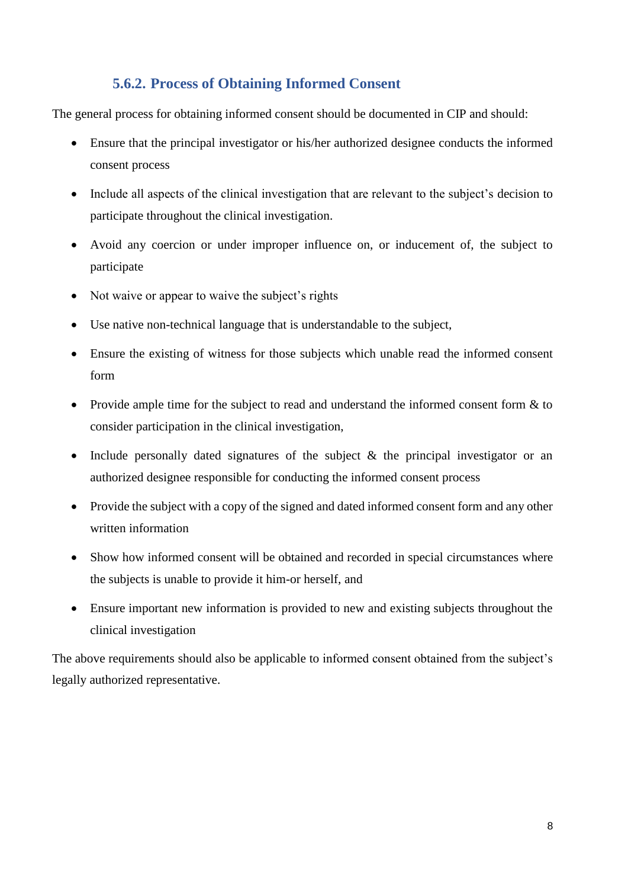### 5.6.2. Process of Obtaining Informed Consent

The general process for obtaining informed consent should be documented in CIP and should:

- Ensure that the principal investigator or his/her authorized designee conducts the informed consent process
- Include all aspects of the clinical investigation that are relevant to the subject's decision to participate throughout the clinical investigation.
- Avoid any coercion or under improper influence on, or inducement of, the subject to participate
- Not waive or appear to waive the subject's rights
- Use native non-technical language that is understandable to the subject,
- Ensure the existing of witness for those subjects which unable read the informed consent form
- Provide ample time for the subject to read and understand the informed consent form & to consider participation in the clinical investigation,
- Include personally dated signatures of the subject & the principal investigator or an authorized designee responsible for conducting the informed consent process
- Provide the subject with a copy of the signed and dated informed consent form and any other written information
- Show how informed consent will be obtained and recorded in special circumstances where the subjects is unable to provide it him-or herself, and
- Ensure important new information is provided to new and existing subjects throughout the clinical investigation

The above requirements should also be applicable to informed consent obtained from the subject's legally authorized representative.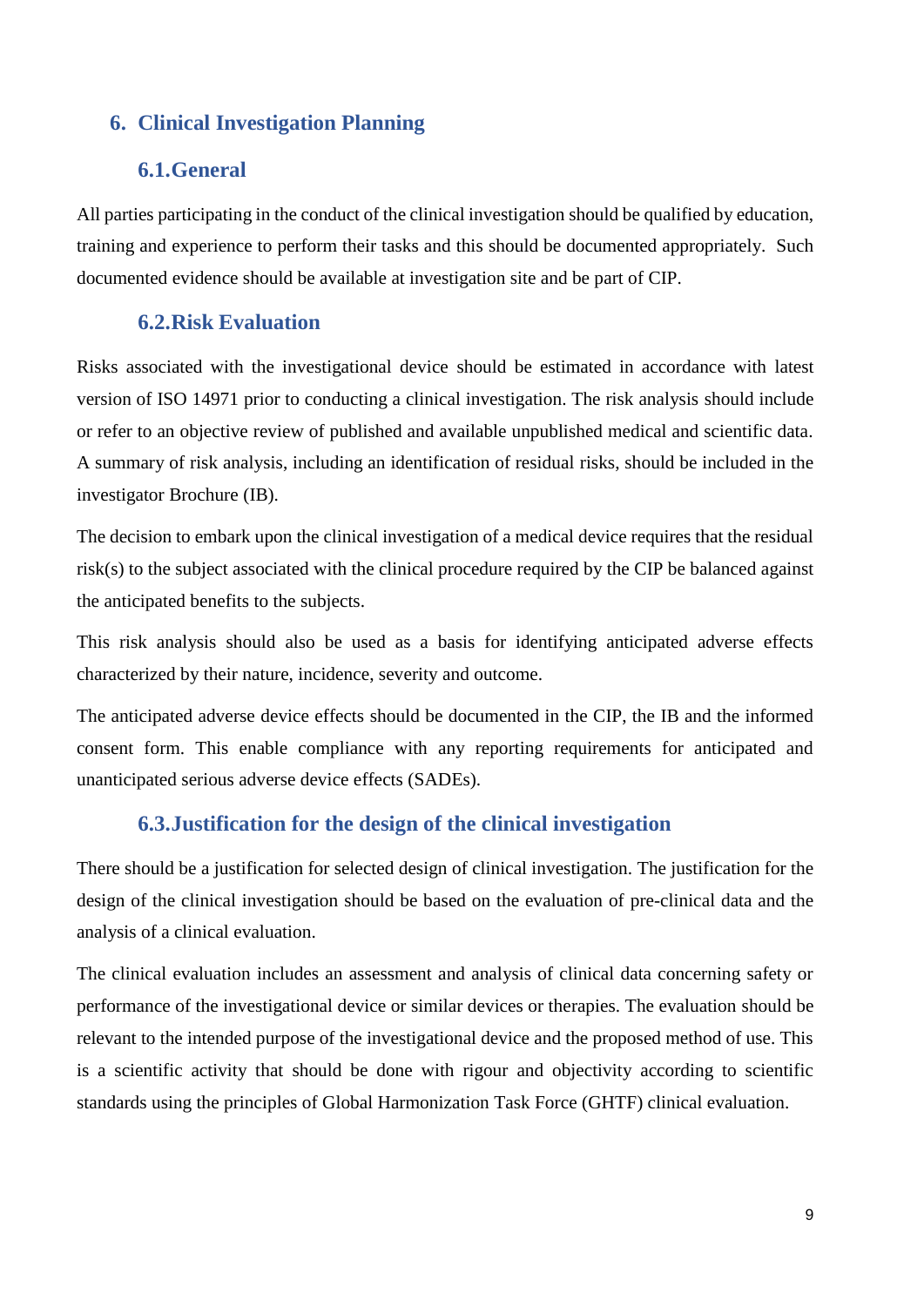## 6. Clinical Investigation Planning

### 6.1. General

All parties participating in the conduct of the clinical investigation should be qualified by education, training and experience to perform their tasks and this should be documented appropriately. Such documented evidence should be available at investigation site and be part of CIP.

### 6.2. Risk Evaluation

Risks associated with the investigational device should be estimated in accordance with latest version of ISO 14971 prior to conducting a clinical investigation. The risk analysis should include or refer to an objective review of published and available unpublished medical and scientific data. A summary of risk analysis, including an identification of residual risks, should be included in the investigator Brochure (IB).

The decision to embark upon the clinical investigation of a medical device requires that the residual risk(s) to the subject associated with the clinical procedure required by the CIP be balanced against the anticipated benefits to the subjects.

This risk analysis should also be used as a basis for identifying anticipated adverse effects characterized by their nature, incidence, severity and outcome.

The anticipated adverse device effects should be documented in the CIP, the IB and the informed consent form. This enable compliance with any reporting requirements for anticipated and unanticipated serious adverse device effects (SADEs).

### 6.3. Justification for the design of the clinical investigation

There should be a justification for selected design of clinical investigation. The justification for the design of the clinical investigation should be based on the evaluation of pre-clinical data and the analysis of a clinical evaluation.

The clinical evaluation includes an assessment and analysis of clinical data concerning safety or performance of the investigational device or similar devices or therapies. The evaluation should be relevant to the intended purpose of the investigational device and the proposed method of use. This is a scientific activity that should be done with rigour and objectivity according to scientific standards using the principles of Global Harmonization Task Force (GHTF) clinical evaluation.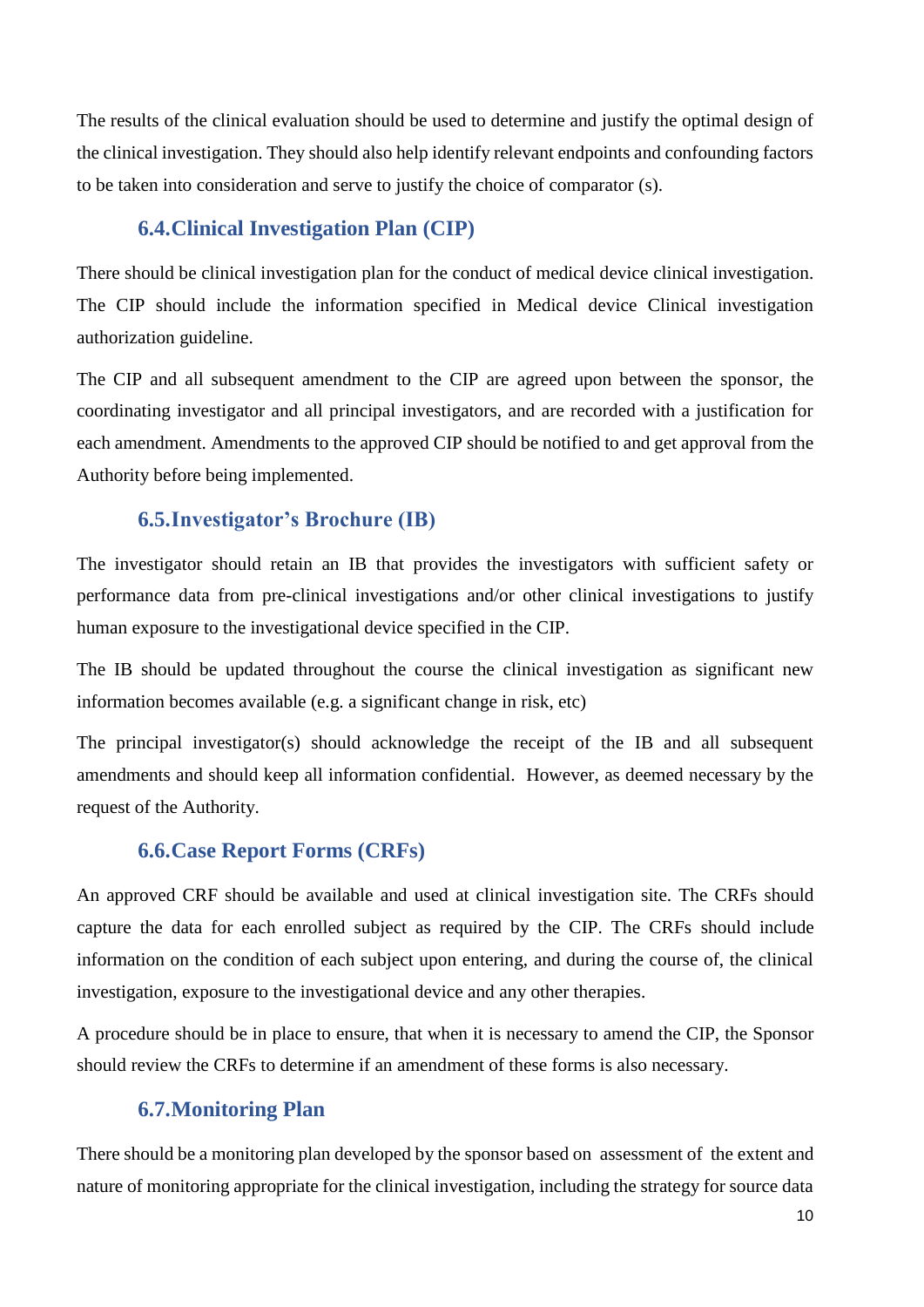The results of the clinical evaluation should be used to determine and justify the optimal design of the clinical investigation. They should also help identify relevant endpoints and confounding factors to be taken into consideration and serve to justify the choice of comparator (s).

### 6.4.Clinical Investigation Plan (CIP)

There should be clinical investigation plan for the conduct of medical device clinical investigation. The CIP should include the information specified in Medical device Clinical investigation authorization guideline.

The CIP and all subsequent amendment to the CIP are agreed upon between the sponsor, the coordinating investigator and all principal investigators, and are recorded with a justification for each amendment. Amendments to the approved CIP should be notified to and get approval from the Authority before being implemented.

### 6.5.Investigator's Brochure (IB)

The investigator should retain an IB that provides the investigators with sufficient safety or performance data from pre-clinical investigations and/or other clinical investigations to justify human exposure to the investigational device specified in the CIP.

The IB should be updated throughout the course the clinical investigation as significant new information becomes available (e.g. a significant change in risk, etc)

The principal investigator(s) should acknowledge the receipt of the IB and all subsequent amendments and should keep all information confidential. However, as deemed necessary by the request of the Authority.

### 6.6.Case Report Forms (CRFs)

An approved CRF should be available and used at clinical investigation site. The CRFs should capture the data for each enrolled subject as required by the CIP. The CRFs should include information on the condition of each subject upon entering, and during the course of, the clinical investigation, exposure to the investigational device and any other therapies.

A procedure should be in place to ensure, that when it is necessary to amend the CIP, the Sponsor should review the CRFs to determine if an amendment of these forms is also necessary.

### 6.7.Monitoring Plan

There should be a monitoring plan developed by the sponsor based on assessment of the extent and nature of monitoring appropriate for the clinical investigation, including the strategy for source data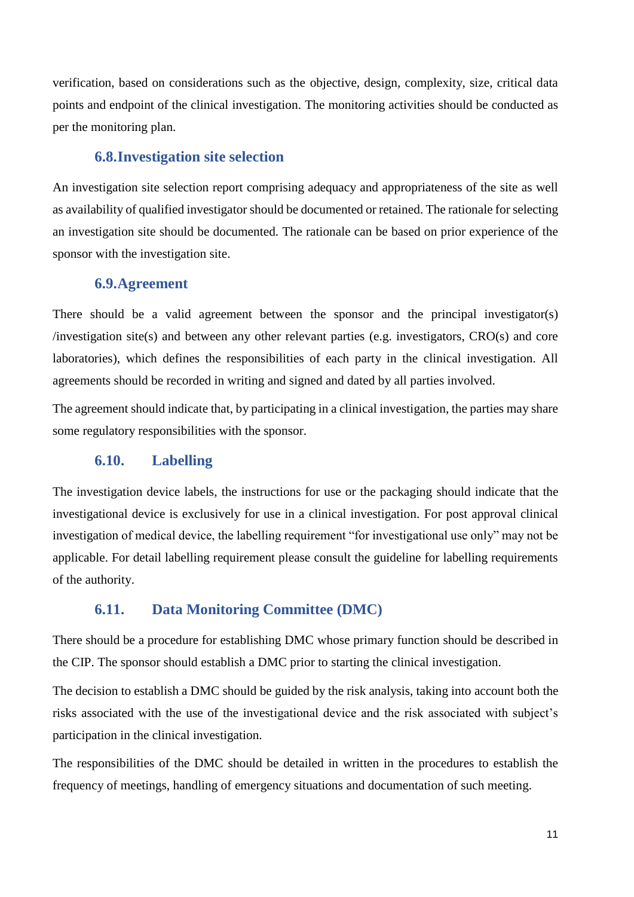verification, based on considerations such as the objective, design, complexity, size, critical data points and endpoint of the clinical investigation. The monitoring activities should be conducted as per the monitoring plan.

### 6.8. Investigation site selection

An investigation site selection report comprising adequacy and appropriateness of the site as well as availability of qualified investigator should be documented or retained. The rationale for selecting an investigation site should be documented. The rationale can be based on prior experience of the sponsor with the investigation site.

### 6.9. Agreement

There should be a valid agreement between the sponsor and the principal investigator(s) /investigation site(s) and between any other relevant parties (e.g. investigators, CRO(s) and core laboratories), which defines the responsibilities of each party in the clinical investigation. All agreements should be recorded in writing and signed and dated by all parties involved.

The agreement should indicate that, by participating in a clinical investigation, the parties may share some regulatory responsibilities with the sponsor.

### 6.10. Labelling

The investigation device labels, the instructions for use or the packaging should indicate that the investigational device is exclusively for use in a clinical investigation. For post approval clinical investigation of medical device, the labelling requirement "for investigational use only" may not be applicable. For detail labelling requirement please consult the guideline for labelling requirements of the authority.

### 6.11. Data Monitoring Committee (DMC)

There should be a procedure for establishing DMC whose primary function should be described in the CIP. The sponsor should establish a DMC prior to starting the clinical investigation.

The decision to establish a DMC should be guided by the risk analysis, taking into account both the risks associated with the use of the investigational device and the risk associated with subject's participation in the clinical investigation.

The responsibilities of the DMC should be detailed in written in the procedures to establish the frequency of meetings, handling of emergency situations and documentation of such meeting.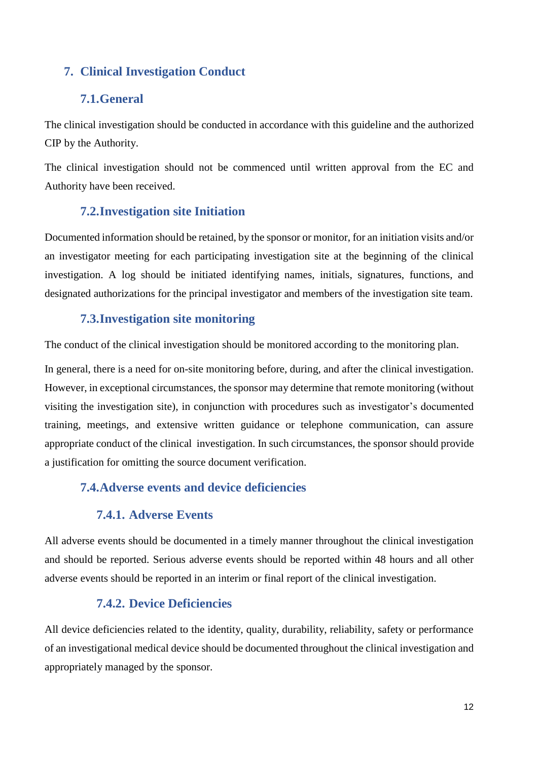## 7. Clinical Investigation Conduct

### 7.1. General

The clinical investigation should be conducted in accordance with this guideline and the authorized CIP by the Authority.

The clinical investigation should not be commenced until written approval from the EC and Authority have been received.

### 7.2. Investigation site Initiation

Documented information should be retained, by the sponsor or monitor, for an initiation visits and/or an investigator meeting for each participating investigation site at the beginning of the clinical investigation. A log should be initiated identifying names, initials, signatures, functions, and designated authorizations for the principal investigator and members of the investigation site team.

### 7.3. Investigation site monitoring

The conduct of the clinical investigation should be monitored according to the monitoring plan.

In general, there is a need for on-site monitoring before, during, and after the clinical investigation. However, in exceptional circumstances, the sponsor may determine that remote monitoring (without visiting the investigation site), in conjunction with procedures such as investigator's documented training, meetings, and extensive written guidance or telephone communication, can assure appropriate conduct of the clinical investigation. In such circumstances, the sponsor should provide a justification for omitting the source document verification.

### 7.4. Adverse events and device deficiencies

#### 7.4.1. Adverse Events

All adverse events should be documented in a timely manner throughout the clinical investigation and should be reported. Serious adverse events should be reported within 48 hours and all other adverse events should be reported in an interim or final report of the clinical investigation.

#### 7.4.2. Device Deficiencies

All device deficiencies related to the identity, quality, durability, reliability, safety or performance of an investigational medical device should be documented throughout the clinical investigation and appropriately managed by the sponsor.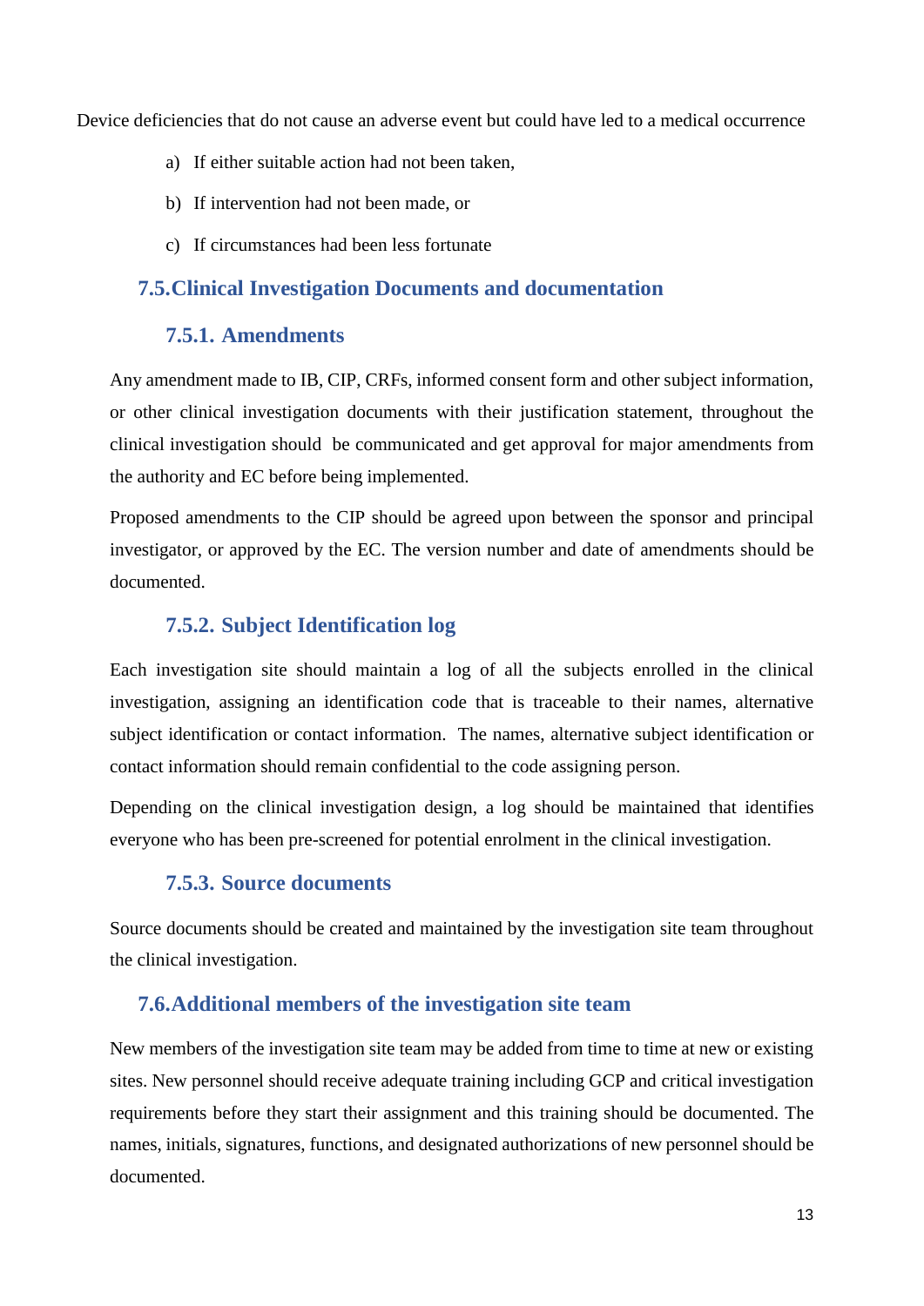Device deficiencies that do not cause an adverse event but could have led to a medical occurrence

a) If either suitable action had not been taken,

b) If intervention had not been made, or

c) If circumstances had been less fortunate

## 7.5.Clinical Investigation Documents and documentation

### 7.5.1. Amendments

Any amendment made to IB, CIP, CRFs, informed consent form and other subject information, or other clinical investigation documents with their justification statement, throughout the clinical investigation should be communicated and get approval for major amendments from the authority and EC before being implemented.

Proposed amendments to the CIP should be agreed upon between the sponsor and principal investigator, or approved by the EC. The version number and date of amendments should be documented.

### 7.5.2. Subject Identification log

Each investigation site should maintain a log of all the subjects enrolled in the clinical investigation, assigning an identification code that is traceable to their names, alternative subject identification or contact information. The names, alternative subject identification or contact information should remain confidential to the code assigning person.

Depending on the clinical investigation design, a log should be maintained that identifies everyone who has been pre-screened for potential enrolment in the clinical investigation.

### 7.5.3. Source documents

Source documents should be created and maintained by the investigation site team throughout the clinical investigation.

## 7.6.Additional members of the investigation site team

New members of the investigation site team may be added from time to time at new or existing sites. New personnel should receive adequate training including GCP and critical investigation requirements before they start their assignment and this training should be documented. The names, initials, signatures, functions, and designated authorizations of new personnel should be documented.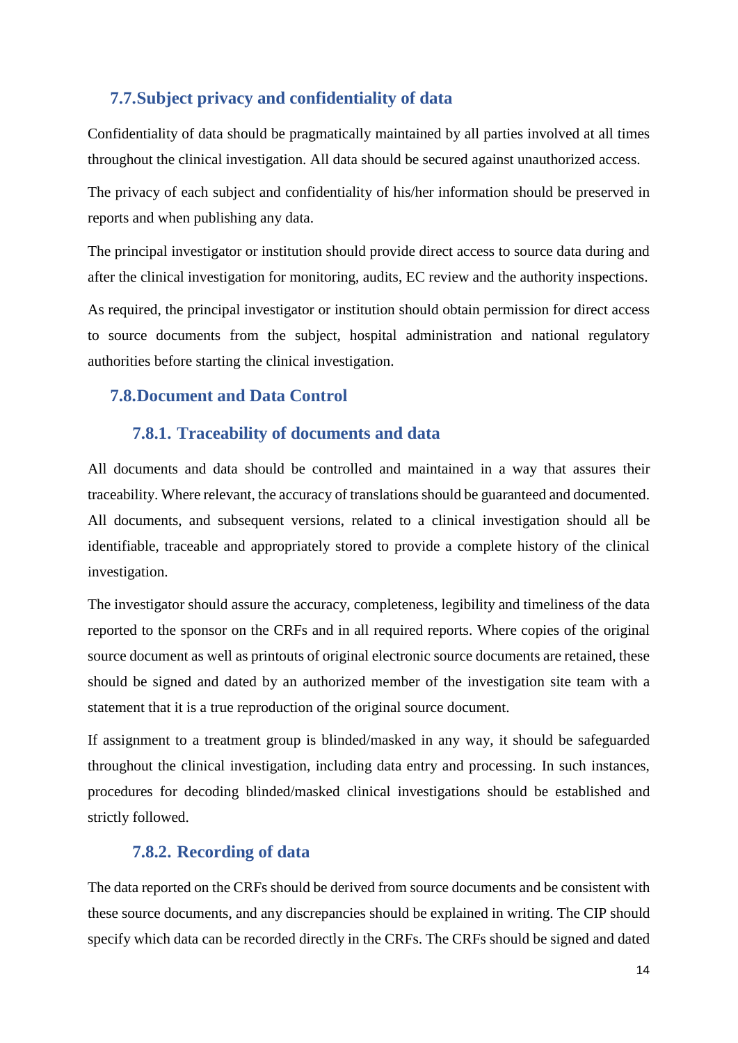## 7.7. Subject privacy and confidentiality of data

Confidentiality of data should be pragmatically maintained by all parties involved at all times throughout the clinical investigation. All data should be secured against unauthorized access.

The privacy of each subject and confidentiality of his/her information should be preserved in reports and when publishing any data.

The principal investigator or institution should provide direct access to source data during and after the clinical investigation for monitoring, audits, EC review and the authority inspections.

As required, the principal investigator or institution should obtain permission for direct access to source documents from the subject, hospital administration and national regulatory authorities before starting the clinical investigation.

## 7.8. Document and Data Control

### 7.8.1. Traceability of documents and data

All documents and data should be controlled and maintained in a way that assures their traceability. Where relevant, the accuracy of translations should be guaranteed and documented. All documents, and subsequent versions, related to a clinical investigation should all be identifiable, traceable and appropriately stored to provide a complete history of the clinical investigation.

The investigator should assure the accuracy, completeness, legibility and timeliness of the data reported to the sponsor on the CRFs and in all required reports. Where copies of the original source document as well as printouts of original electronic source documents are retained, these should be signed and dated by an authorized member of the investigation site team with a statement that it is a true reproduction of the original source document.

If assignment to a treatment group is blinded/masked in any way, it should be safeguarded throughout the clinical investigation, including data entry and processing. In such instances, procedures for decoding blinded/masked clinical investigations should be established and strictly followed.

### 7.8.2. Recording of data

The data reported on the CRFs should be derived from source documents and be consistent with these source documents, and any discrepancies should be explained in writing. The CIP should specify which data can be recorded directly in the CRFs. The CRFs should be signed and dated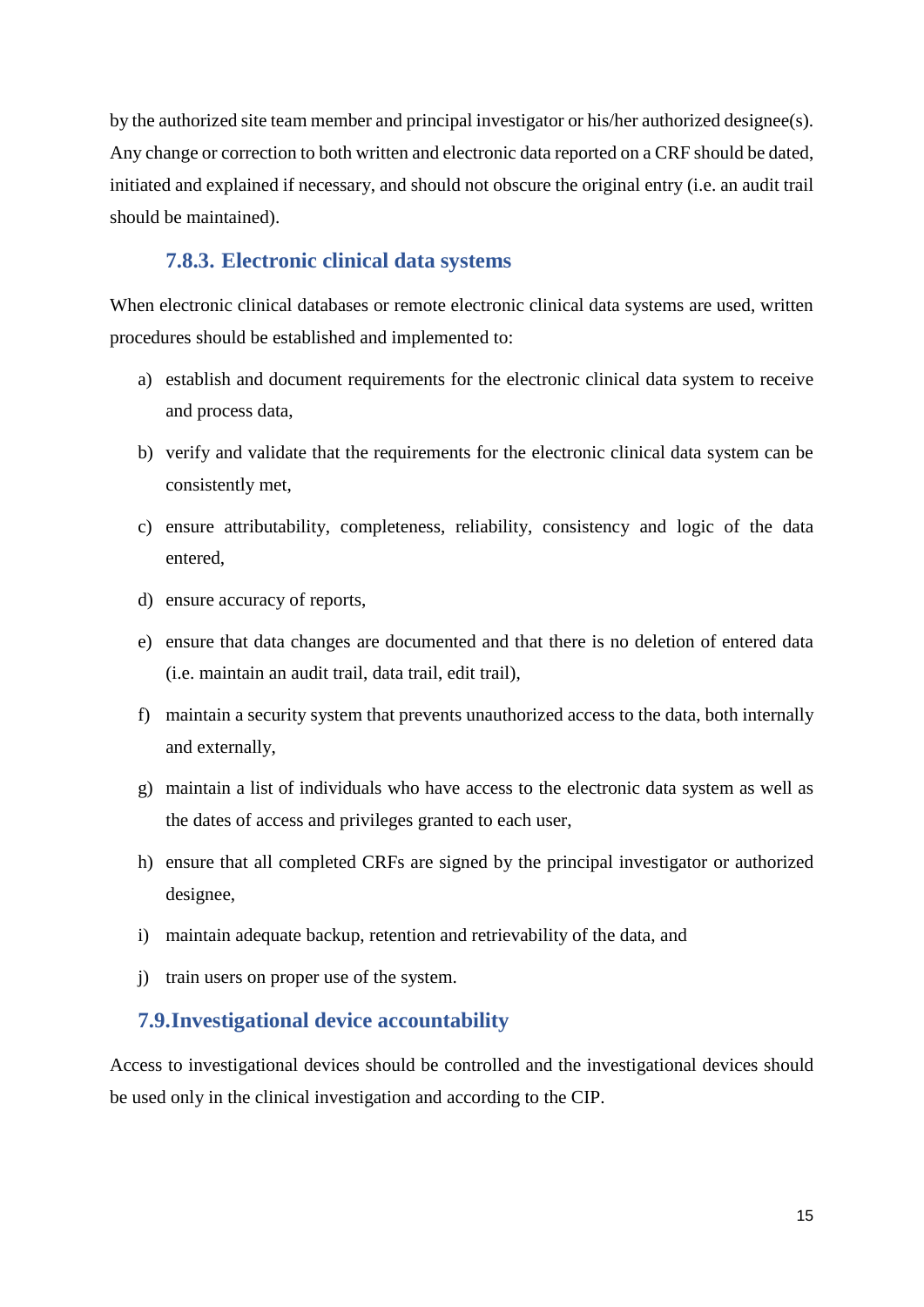by the authorized site team member and principal investigator or his/her authorized designee(s). Any change or correction to both written and electronic data reported on a CRF should be dated, initiated and explained if necessary, and should not obscure the original entry (i.e. an audit trail should be maintained).

#### 7.8.3. Electronic clinical data systems

When electronic clinical databases or remote electronic clinical data systems are used, written procedures should be established and implemented to:

a) establish and document requirements for the electronic clinical data system to receive and process data,

b) verify and validate that the requirements for the electronic clinical data system can be consistently met,

c) ensure attributability, completeness, reliability, consistency and logic of the data entered,

d) ensure accuracy of reports,

e) ensure that data changes are documented and that there is no deletion of entered data (i.e. maintain an audit trail, data trail, edit trail),

f) maintain a security system that prevents unauthorized access to the data, both internally and externally,

g) maintain a list of individuals who have access to the electronic data system as well as the dates of access and privileges granted to each user,

h) ensure that all completed CRFs are signed by the principal investigator or authorized designee,

i) maintain adequate backup, retention and retrievability of the data, and

j) train users on proper use of the system.

### 7.9. Investigational device accountability

Access to investigational devices should be controlled and the investigational devices should be used only in the clinical investigation and according to the CIP.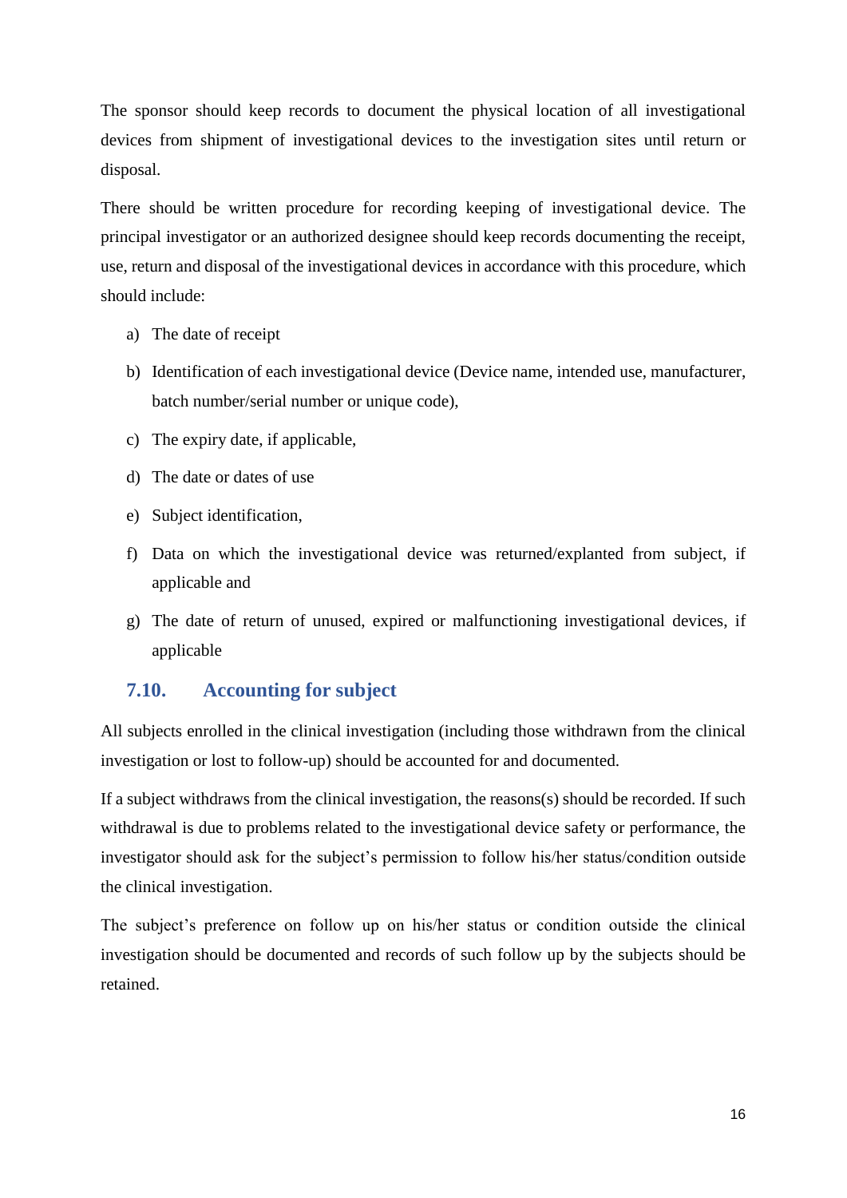The sponsor should keep records to document the physical location of all investigational devices from shipment of investigational devices to the investigation sites until return or disposal.

There should be written procedure for recording keeping of investigational device. The principal investigator or an authorized designee should keep records documenting the receipt, use, return and disposal of the investigational devices in accordance with this procedure, which should include:

a) The date of receipt
b) Identification of each investigational device (Device name, intended use, manufacturer, batch number/serial number or unique code),
c) The expiry date, if applicable,
d) The date or dates of use
e) Subject identification,
f) Data on which the investigational device was returned/explanted from subject, if applicable and
g) The date of return of unused, expired or malfunctioning investigational devices, if applicable

### 7.10. Accounting for subject

All subjects enrolled in the clinical investigation (including those withdrawn from the clinical investigation or lost to follow-up) should be accounted for and documented.

If a subject withdraws from the clinical investigation, the reasons(s) should be recorded. If such withdrawal is due to problems related to the investigational device safety or performance, the investigator should ask for the subject's permission to follow his/her status/condition outside the clinical investigation.

The subject's preference on follow up on his/her status or condition outside the clinical investigation should be documented and records of such follow up by the subjects should be retained.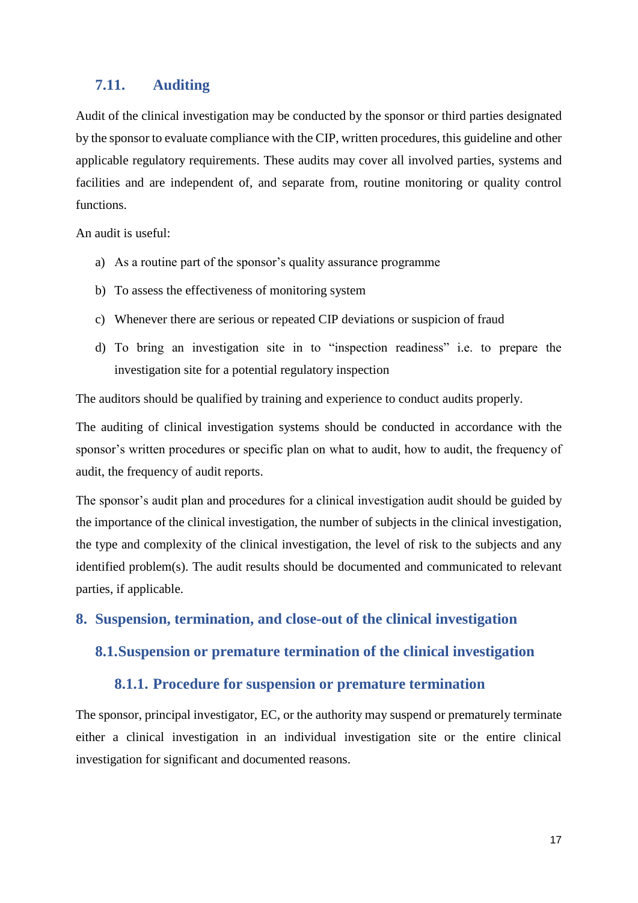### 7.11. Auditing

Audit of the clinical investigation may be conducted by the sponsor or third parties designated by the sponsor to evaluate compliance with the CIP, written procedures, this guideline and other applicable regulatory requirements. These audits may cover all involved parties, systems and facilities and are independent of, and separate from, routine monitoring or quality control functions.

An audit is useful:

a) As a routine part of the sponsor's quality assurance programme

b) To assess the effectiveness of monitoring system

c) Whenever there are serious or repeated CIP deviations or suspicion of fraud

d) To bring an investigation site in to "inspection readiness" i.e. to prepare the investigation site for a potential regulatory inspection

The auditors should be qualified by training and experience to conduct audits properly.

The auditing of clinical investigation systems should be conducted in accordance with the sponsor's written procedures or specific plan on what to audit, how to audit, the frequency of audit, the frequency of audit reports.

The sponsor's audit plan and procedures for a clinical investigation audit should be guided by the importance of the clinical investigation, the number of subjects in the clinical investigation, the type and complexity of the clinical investigation, the level of risk to the subjects and any identified problem(s). The audit results should be documented and communicated to relevant parties, if applicable.

# 8. Suspension, termination, and close-out of the clinical investigation

## 8.1. Suspension or premature termination of the clinical investigation

### 8.1.1. Procedure for suspension or premature termination

The sponsor, principal investigator, EC, or the authority may suspend or prematurely terminate either a clinical investigation in an individual investigation site or the entire clinical investigation for significant and documented reasons.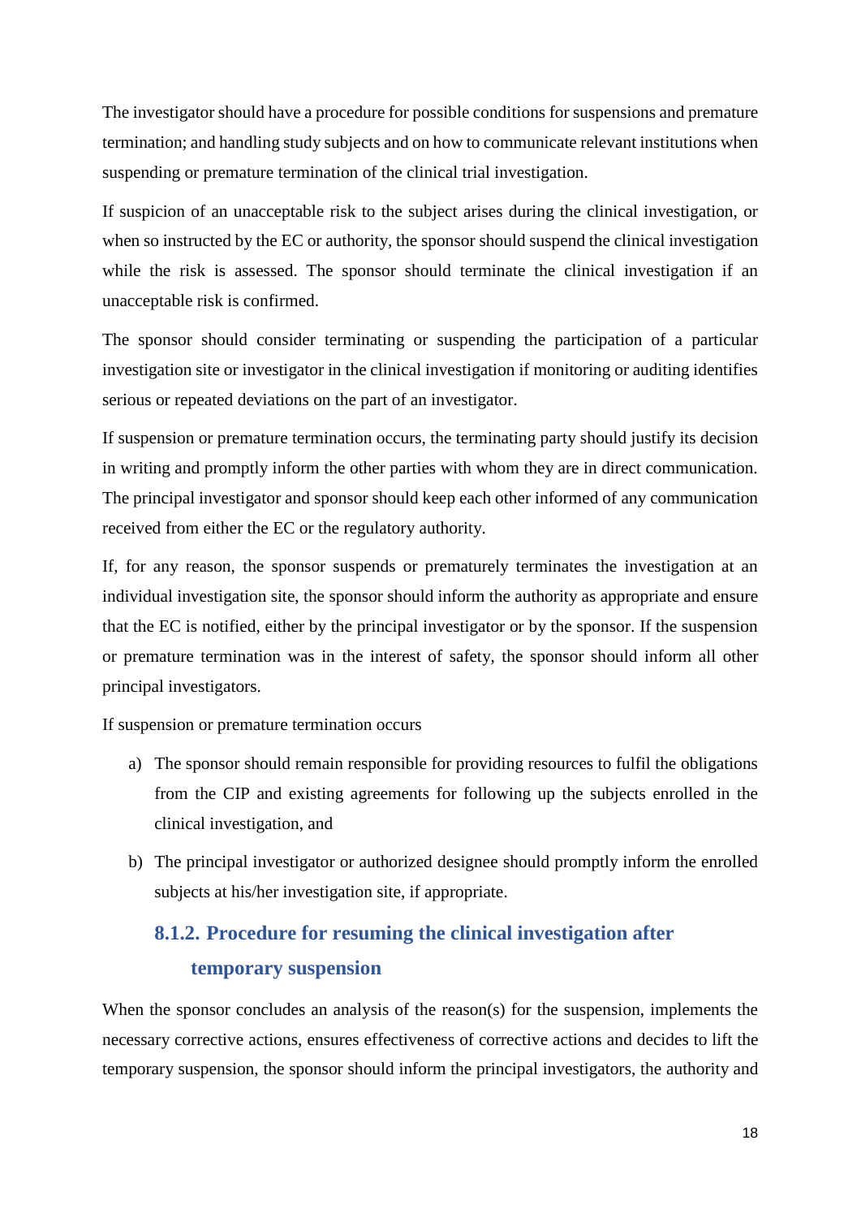The investigator should have a procedure for possible conditions for suspensions and premature termination; and handling study subjects and on how to communicate relevant institutions when suspending or premature termination of the clinical trial investigation.

If suspicion of an unacceptable risk to the subject arises during the clinical investigation, or when so instructed by the EC or authority, the sponsor should suspend the clinical investigation while the risk is assessed. The sponsor should terminate the clinical investigation if an unacceptable risk is confirmed.

The sponsor should consider terminating or suspending the participation of a particular investigation site or investigator in the clinical investigation if monitoring or auditing identifies serious or repeated deviations on the part of an investigator.

If suspension or premature termination occurs, the terminating party should justify its decision in writing and promptly inform the other parties with whom they are in direct communication. The principal investigator and sponsor should keep each other informed of any communication received from either the EC or the regulatory authority.

If, for any reason, the sponsor suspends or prematurely terminates the investigation at an individual investigation site, the sponsor should inform the authority as appropriate and ensure that the EC is notified, either by the principal investigator or by the sponsor. If the suspension or premature termination was in the interest of safety, the sponsor should inform all other principal investigators.

If suspension or premature termination occurs

a) The sponsor should remain responsible for providing resources to fulfil the obligations from the CIP and existing agreements for following up the subjects enrolled in the clinical investigation, and

b) The principal investigator or authorized designee should promptly inform the enrolled subjects at his/her investigation site, if appropriate.

### 8.1.2. Procedure for resuming the clinical investigation after temporary suspension

When the sponsor concludes an analysis of the reason(s) for the suspension, implements the necessary corrective actions, ensures effectiveness of corrective actions and decides to lift the temporary suspension, the sponsor should inform the principal investigators, the authority and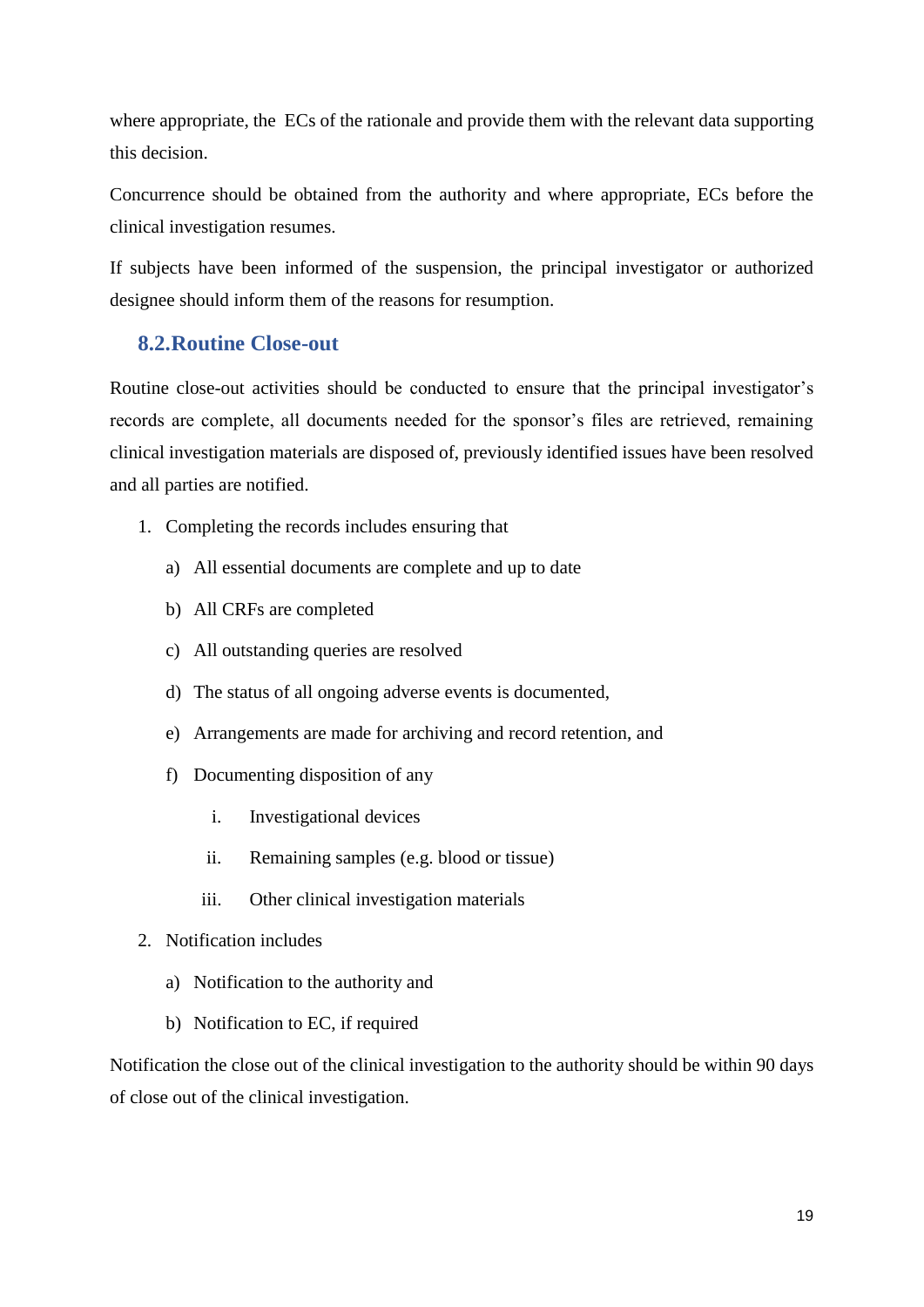where appropriate, the ECs of the rationale and provide them with the relevant data supporting this decision.

Concurrence should be obtained from the authority and where appropriate, ECs before the clinical investigation resumes.

If subjects have been informed of the suspension, the principal investigator or authorized designee should inform them of the reasons for resumption.

## 8.2. Routine Close-out

Routine close-out activities should be conducted to ensure that the principal investigator's records are complete, all documents needed for the sponsor's files are retrieved, remaining clinical investigation materials are disposed of, previously identified issues have been resolved and all parties are notified.

1. Completing the records includes ensuring that
   a) All essential documents are complete and up to date
   b) All CRFs are completed
   c) All outstanding queries are resolved
   d) The status of all ongoing adverse events is documented,
   e) Arrangements are made for archiving and record retention, and
   f) Documenting disposition of any
      i. Investigational devices
      ii. Remaining samples (e.g. blood or tissue)
      iii. Other clinical investigation materials
2. Notification includes
   a) Notification to the authority and
   b) Notification to EC, if required

Notification the close out of the clinical investigation to the authority should be within 90 days of close out of the clinical investigation.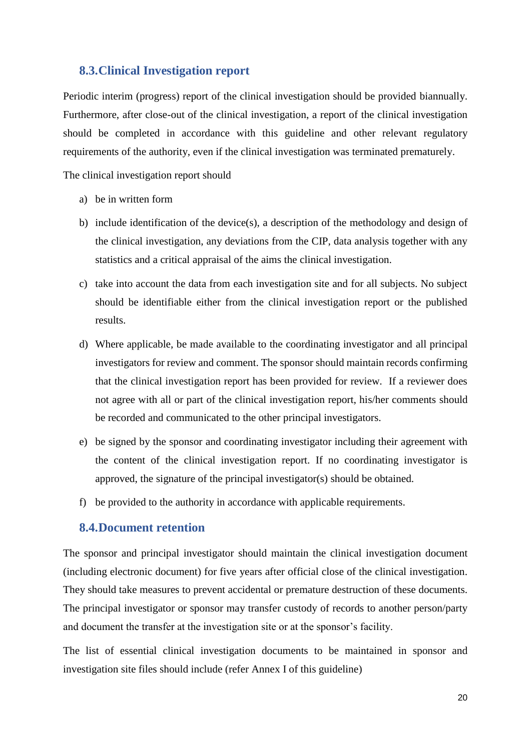## 8.3.Clinical Investigation report

Periodic interim (progress) report of the clinical investigation should be provided biannually. Furthermore, after close-out of the clinical investigation, a report of the clinical investigation should be completed in accordance with this guideline and other relevant regulatory requirements of the authority, even if the clinical investigation was terminated prematurely.

The clinical investigation report should

a) be in written form

b) include identification of the device(s), a description of the methodology and design of the clinical investigation, any deviations from the CIP, data analysis together with any statistics and a critical appraisal of the aims the clinical investigation.

c) take into account the data from each investigation site and for all subjects. No subject should be identifiable either from the clinical investigation report or the published results.

d) Where applicable, be made available to the coordinating investigator and all principal investigators for review and comment. The sponsor should maintain records confirming that the clinical investigation report has been provided for review. If a reviewer does not agree with all or part of the clinical investigation report, his/her comments should be recorded and communicated to the other principal investigators.

e) be signed by the sponsor and coordinating investigator including their agreement with the content of the clinical investigation report. If no coordinating investigator is approved, the signature of the principal investigator(s) should be obtained.

f) be provided to the authority in accordance with applicable requirements.

## 8.4.Document retention

The sponsor and principal investigator should maintain the clinical investigation document (including electronic document) for five years after official close of the clinical investigation. They should take measures to prevent accidental or premature destruction of these documents. The principal investigator or sponsor may transfer custody of records to another person/party and document the transfer at the investigation site or at the sponsor's facility.

The list of essential clinical investigation documents to be maintained in sponsor and investigation site files should include (refer Annex I of this guideline)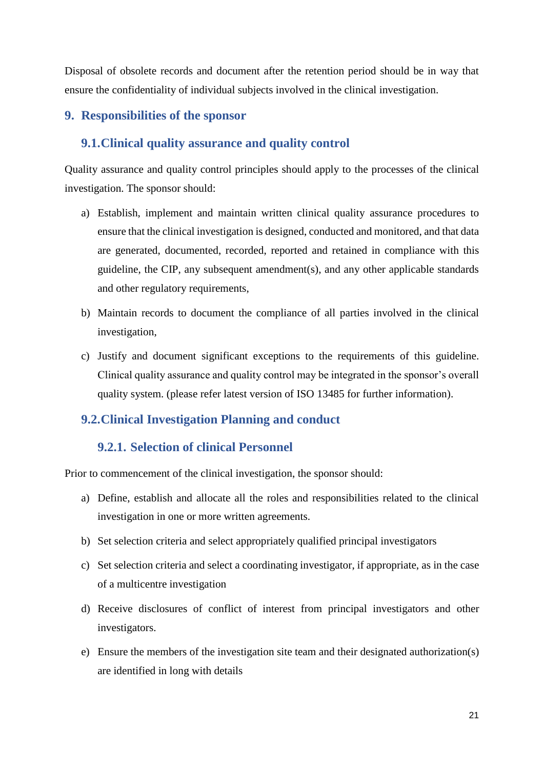Disposal of obsolete records and document after the retention period should be in way that ensure the confidentiality of individual subjects involved in the clinical investigation.

# 9. Responsibilities of the sponsor

## 9.1. Clinical quality assurance and quality control

Quality assurance and quality control principles should apply to the processes of the clinical investigation. The sponsor should:

a) Establish, implement and maintain written clinical quality assurance procedures to ensure that the clinical investigation is designed, conducted and monitored, and that data are generated, documented, recorded, reported and retained in compliance with this guideline, the CIP, any subsequent amendment(s), and any other applicable standards and other regulatory requirements,

b) Maintain records to document the compliance of all parties involved in the clinical investigation,

c) Justify and document significant exceptions to the requirements of this guideline. Clinical quality assurance and quality control may be integrated in the sponsor's overall quality system. (please refer latest version of ISO 13485 for further information).

## 9.2. Clinical Investigation Planning and conduct

### 9.2.1. Selection of clinical Personnel

Prior to commencement of the clinical investigation, the sponsor should:

a) Define, establish and allocate all the roles and responsibilities related to the clinical investigation in one or more written agreements.

b) Set selection criteria and select appropriately qualified principal investigators

c) Set selection criteria and select a coordinating investigator, if appropriate, as in the case of a multicentre investigation

d) Receive disclosures of conflict of interest from principal investigators and other investigators.

e) Ensure the members of the investigation site team and their designated authorization(s) are identified in long with details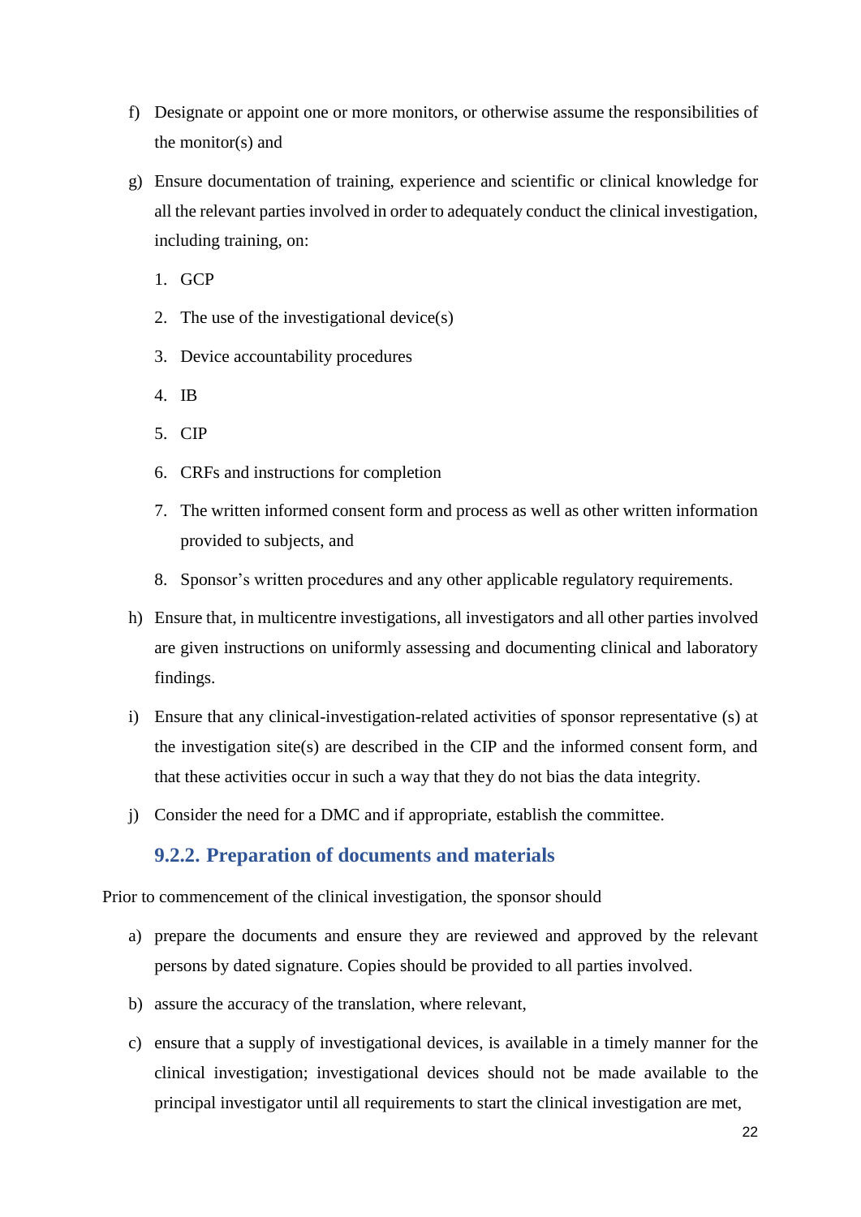f) Designate or appoint one or more monitors, or otherwise assume the responsibilities of the monitor(s) and

g) Ensure documentation of training, experience and scientific or clinical knowledge for all the relevant parties involved in order to adequately conduct the clinical investigation, including training, on:

   1. GCP
   2. The use of the investigational device(s)
   3. Device accountability procedures
   4. IB
   5. CIP
   6. CRFs and instructions for completion
   7. The written informed consent form and process as well as other written information provided to subjects, and
   8. Sponsor's written procedures and any other applicable regulatory requirements.

h) Ensure that, in multicentre investigations, all investigators and all other parties involved are given instructions on uniformly assessing and documenting clinical and laboratory findings.

i) Ensure that any clinical-investigation-related activities of sponsor representative (s) at the investigation site(s) are described in the CIP and the informed consent form, and that these activities occur in such a way that they do not bias the data integrity.

j) Consider the need for a DMC and if appropriate, establish the committee.

### 9.2.2. Preparation of documents and materials

Prior to commencement of the clinical investigation, the sponsor should

a) prepare the documents and ensure they are reviewed and approved by the relevant persons by dated signature. Copies should be provided to all parties involved.

b) assure the accuracy of the translation, where relevant,

c) ensure that a supply of investigational devices, is available in a timely manner for the clinical investigation; investigational devices should not be made available to the principal investigator until all requirements to start the clinical investigation are met,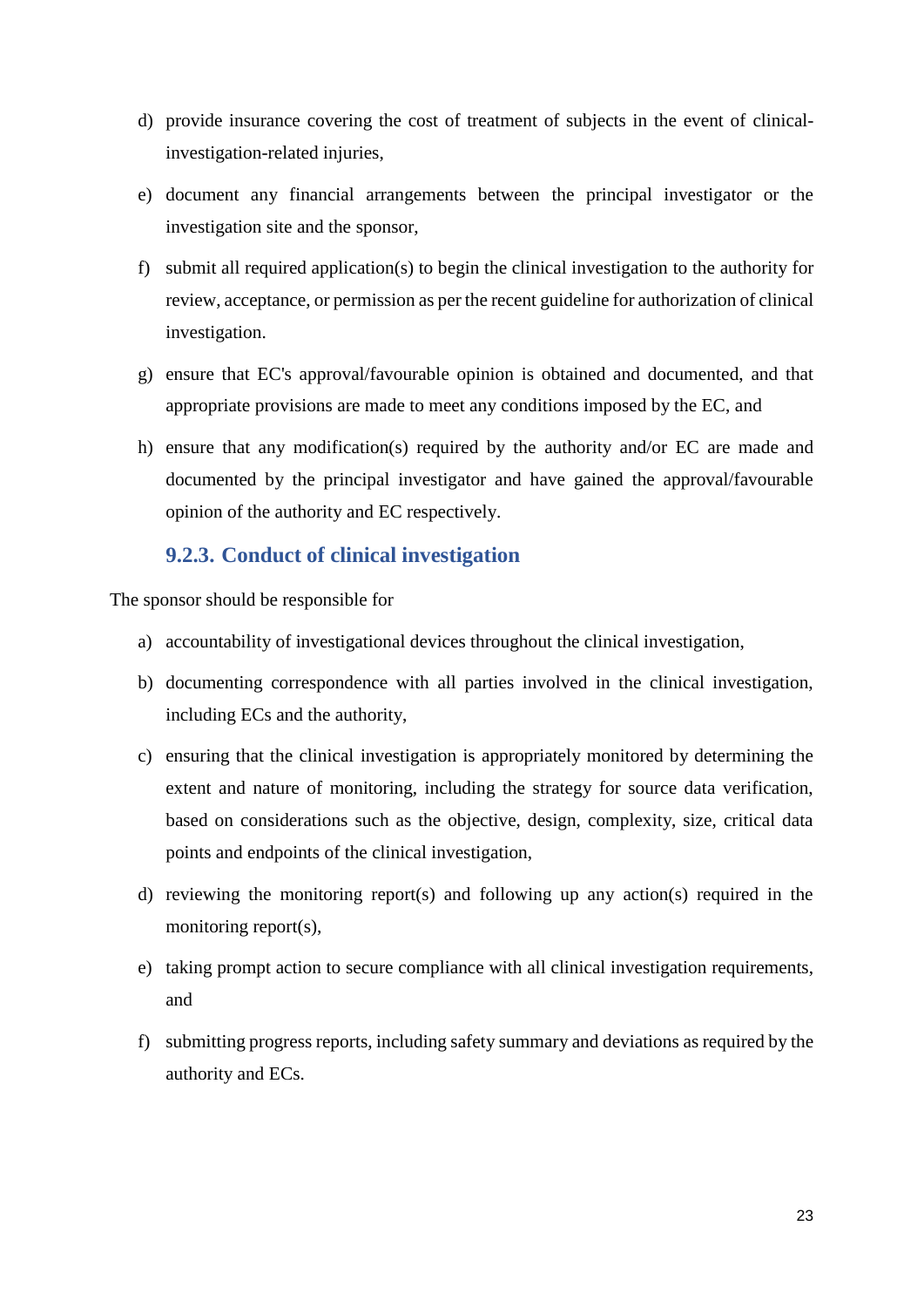d) provide insurance covering the cost of treatment of subjects in the event of clinical-investigation-related injuries,

e) document any financial arrangements between the principal investigator or the investigation site and the sponsor,

f) submit all required application(s) to begin the clinical investigation to the authority for review, acceptance, or permission as per the recent guideline for authorization of clinical investigation.

g) ensure that EC's approval/favourable opinion is obtained and documented, and that appropriate provisions are made to meet any conditions imposed by the EC, and

h) ensure that any modification(s) required by the authority and/or EC are made and documented by the principal investigator and have gained the approval/favourable opinion of the authority and EC respectively.

### 9.2.3. Conduct of clinical investigation

The sponsor should be responsible for

a) accountability of investigational devices throughout the clinical investigation,

b) documenting correspondence with all parties involved in the clinical investigation, including ECs and the authority,

c) ensuring that the clinical investigation is appropriately monitored by determining the extent and nature of monitoring, including the strategy for source data verification, based on considerations such as the objective, design, complexity, size, critical data points and endpoints of the clinical investigation,

d) reviewing the monitoring report(s) and following up any action(s) required in the monitoring report(s),

e) taking prompt action to secure compliance with all clinical investigation requirements, and

f) submitting progress reports, including safety summary and deviations as required by the authority and ECs.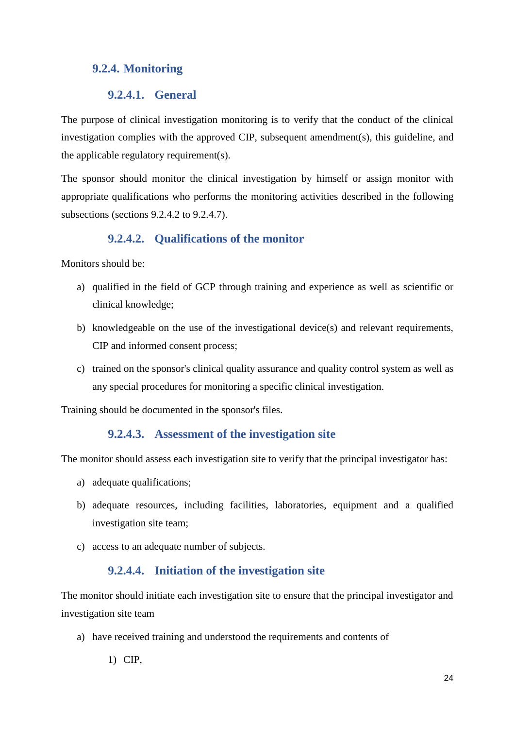### 9.2.4. Monitoring

#### 9.2.4.1. General

The purpose of clinical investigation monitoring is to verify that the conduct of the clinical investigation complies with the approved CIP, subsequent amendment(s), this guideline, and the applicable regulatory requirement(s).

The sponsor should monitor the clinical investigation by himself or assign monitor with appropriate qualifications who performs the monitoring activities described in the following subsections (sections 9.2.4.2 to 9.2.4.7).

#### 9.2.4.2. Qualifications of the monitor

Monitors should be:

a) qualified in the field of GCP through training and experience as well as scientific or clinical knowledge;

b) knowledgeable on the use of the investigational device(s) and relevant requirements, CIP and informed consent process;

c) trained on the sponsor's clinical quality assurance and quality control system as well as any special procedures for monitoring a specific clinical investigation.

Training should be documented in the sponsor's files.

#### 9.2.4.3. Assessment of the investigation site

The monitor should assess each investigation site to verify that the principal investigator has:

a) adequate qualifications;

b) adequate resources, including facilities, laboratories, equipment and a qualified investigation site team;

c) access to an adequate number of subjects.

#### 9.2.4.4. Initiation of the investigation site

The monitor should initiate each investigation site to ensure that the principal investigator and investigation site team

a) have received training and understood the requirements and contents of

   1) CIP,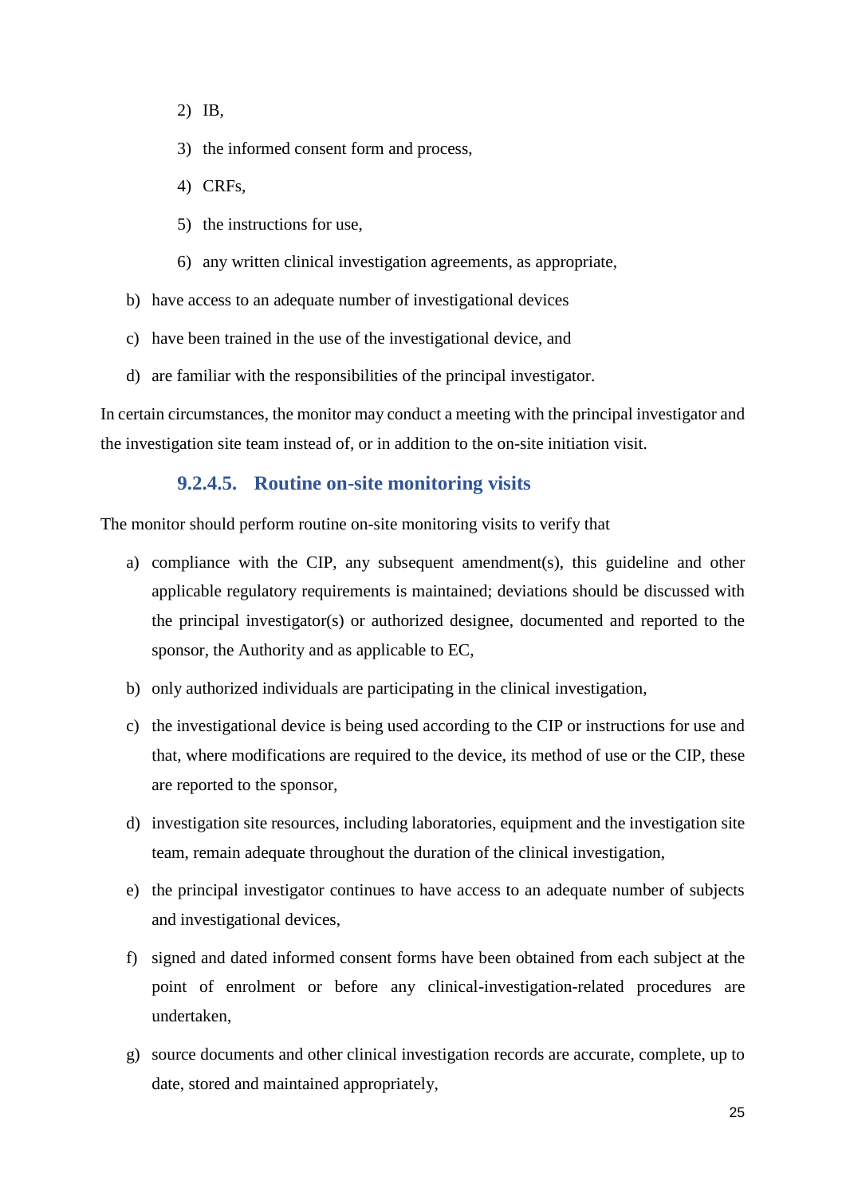2) IB,

3) the informed consent form and process,

4) CRFs,

5) the instructions for use,

6) any written clinical investigation agreements, as appropriate,

b) have access to an adequate number of investigational devices

c) have been trained in the use of the investigational device, and

d) are familiar with the responsibilities of the principal investigator.

In certain circumstances, the monitor may conduct a meeting with the principal investigator and the investigation site team instead of, or in addition to the on-site initiation visit.

#### 9.2.4.5. Routine on-site monitoring visits

The monitor should perform routine on-site monitoring visits to verify that

a) compliance with the CIP, any subsequent amendment(s), this guideline and other applicable regulatory requirements is maintained; deviations should be discussed with the principal investigator(s) or authorized designee, documented and reported to the sponsor, the Authority and as applicable to EC,

b) only authorized individuals are participating in the clinical investigation,

c) the investigational device is being used according to the CIP or instructions for use and that, where modifications are required to the device, its method of use or the CIP, these are reported to the sponsor,

d) investigation site resources, including laboratories, equipment and the investigation site team, remain adequate throughout the duration of the clinical investigation,

e) the principal investigator continues to have access to an adequate number of subjects and investigational devices,

f) signed and dated informed consent forms have been obtained from each subject at the point of enrolment or before any clinical-investigation-related procedures are undertaken,

g) source documents and other clinical investigation records are accurate, complete, up to date, stored and maintained appropriately,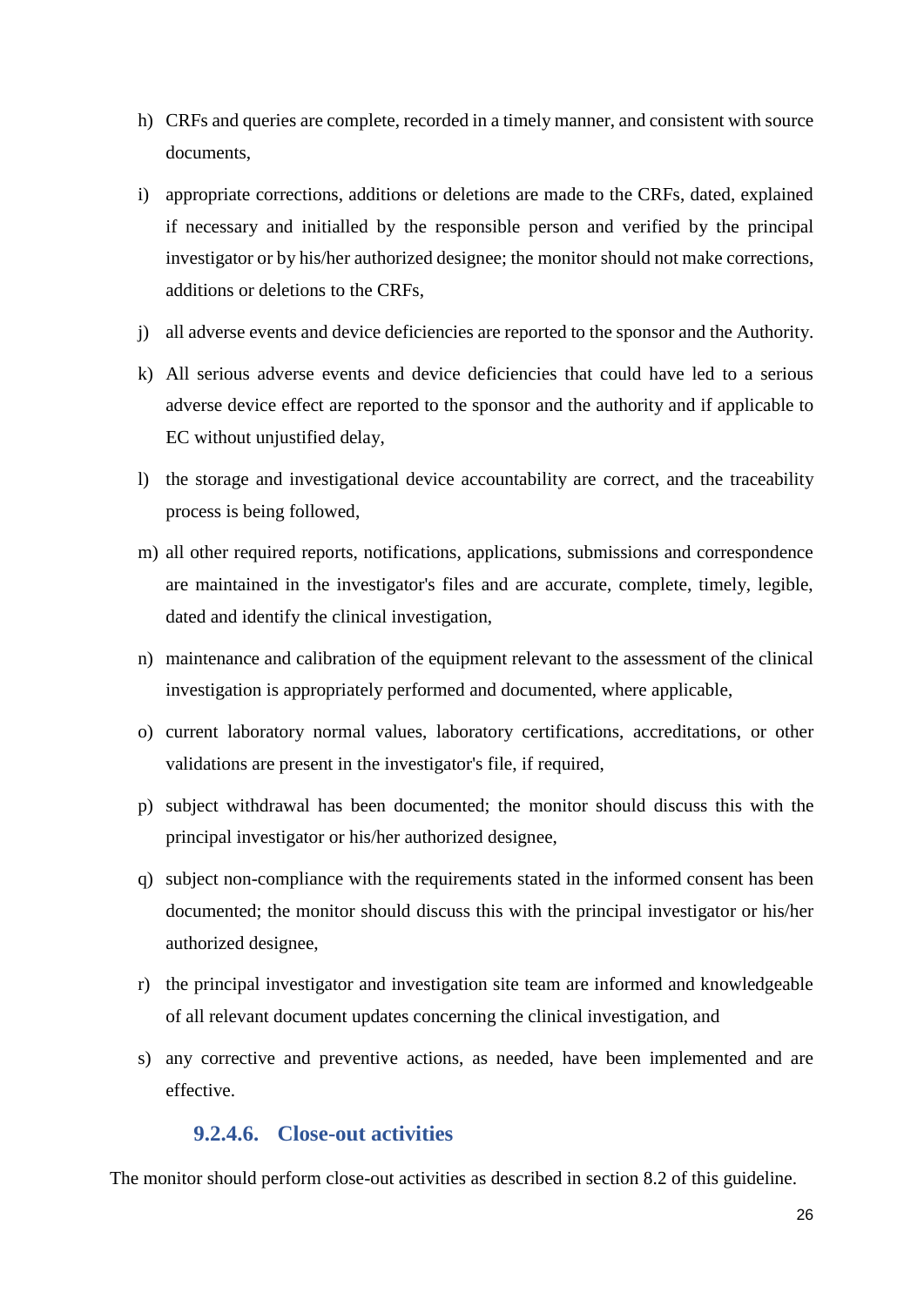h) CRFs and queries are complete, recorded in a timely manner, and consistent with source documents,

i) appropriate corrections, additions or deletions are made to the CRFs, dated, explained if necessary and initialled by the responsible person and verified by the principal investigator or by his/her authorized designee; the monitor should not make corrections, additions or deletions to the CRFs,

j) all adverse events and device deficiencies are reported to the sponsor and the Authority.

k) All serious adverse events and device deficiencies that could have led to a serious adverse device effect are reported to the sponsor and the authority and if applicable to EC without unjustified delay,

l) the storage and investigational device accountability are correct, and the traceability process is being followed,

m) all other required reports, notifications, applications, submissions and correspondence are maintained in the investigator's files and are accurate, complete, timely, legible, dated and identify the clinical investigation,

n) maintenance and calibration of the equipment relevant to the assessment of the clinical investigation is appropriately performed and documented, where applicable,

o) current laboratory normal values, laboratory certifications, accreditations, or other validations are present in the investigator's file, if required,

p) subject withdrawal has been documented; the monitor should discuss this with the principal investigator or his/her authorized designee,

q) subject non-compliance with the requirements stated in the informed consent has been documented; the monitor should discuss this with the principal investigator or his/her authorized designee,

r) the principal investigator and investigation site team are informed and knowledgeable of all relevant document updates concerning the clinical investigation, and

s) any corrective and preventive actions, as needed, have been implemented and are effective.

#### 9.2.4.6. Close-out activities

The monitor should perform close-out activities as described in section 8.2 of this guideline.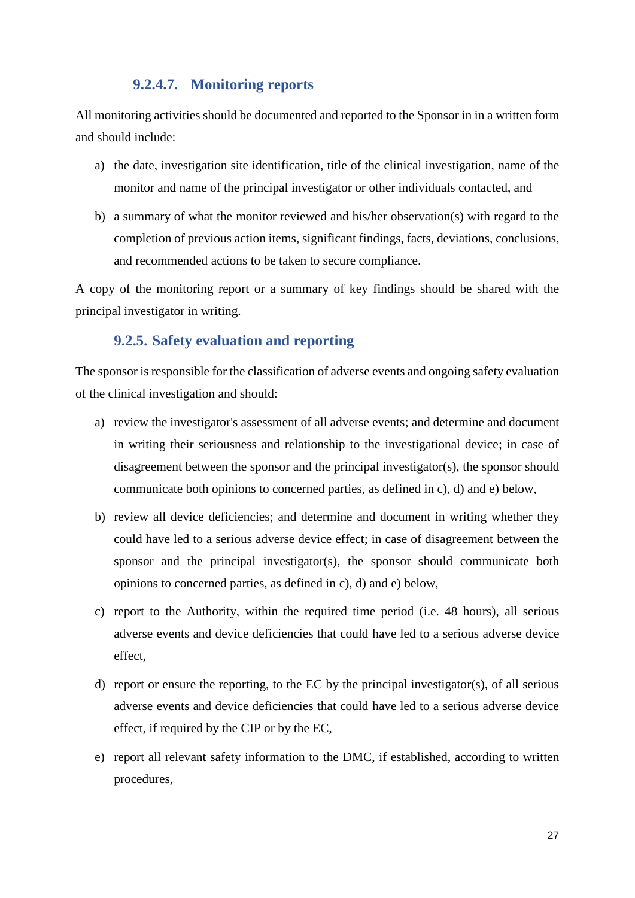#### 9.2.4.7. Monitoring reports

All monitoring activities should be documented and reported to the Sponsor in in a written form and should include:

a) the date, investigation site identification, title of the clinical investigation, name of the monitor and name of the principal investigator or other individuals contacted, and

b) a summary of what the monitor reviewed and his/her observation(s) with regard to the completion of previous action items, significant findings, facts, deviations, conclusions, and recommended actions to be taken to secure compliance.

A copy of the monitoring report or a summary of key findings should be shared with the principal investigator in writing.

### 9.2.5. Safety evaluation and reporting

The sponsor is responsible for the classification of adverse events and ongoing safety evaluation of the clinical investigation and should:

a) review the investigator's assessment of all adverse events; and determine and document in writing their seriousness and relationship to the investigational device; in case of disagreement between the sponsor and the principal investigator(s), the sponsor should communicate both opinions to concerned parties, as defined in c), d) and e) below,

b) review all device deficiencies; and determine and document in writing whether they could have led to a serious adverse device effect; in case of disagreement between the sponsor and the principal investigator(s), the sponsor should communicate both opinions to concerned parties, as defined in c), d) and e) below,

c) report to the Authority, within the required time period (i.e. 48 hours), all serious adverse events and device deficiencies that could have led to a serious adverse device effect,

d) report or ensure the reporting, to the EC by the principal investigator(s), of all serious adverse events and device deficiencies that could have led to a serious adverse device effect, if required by the CIP or by the EC,

e) report all relevant safety information to the DMC, if established, according to written procedures,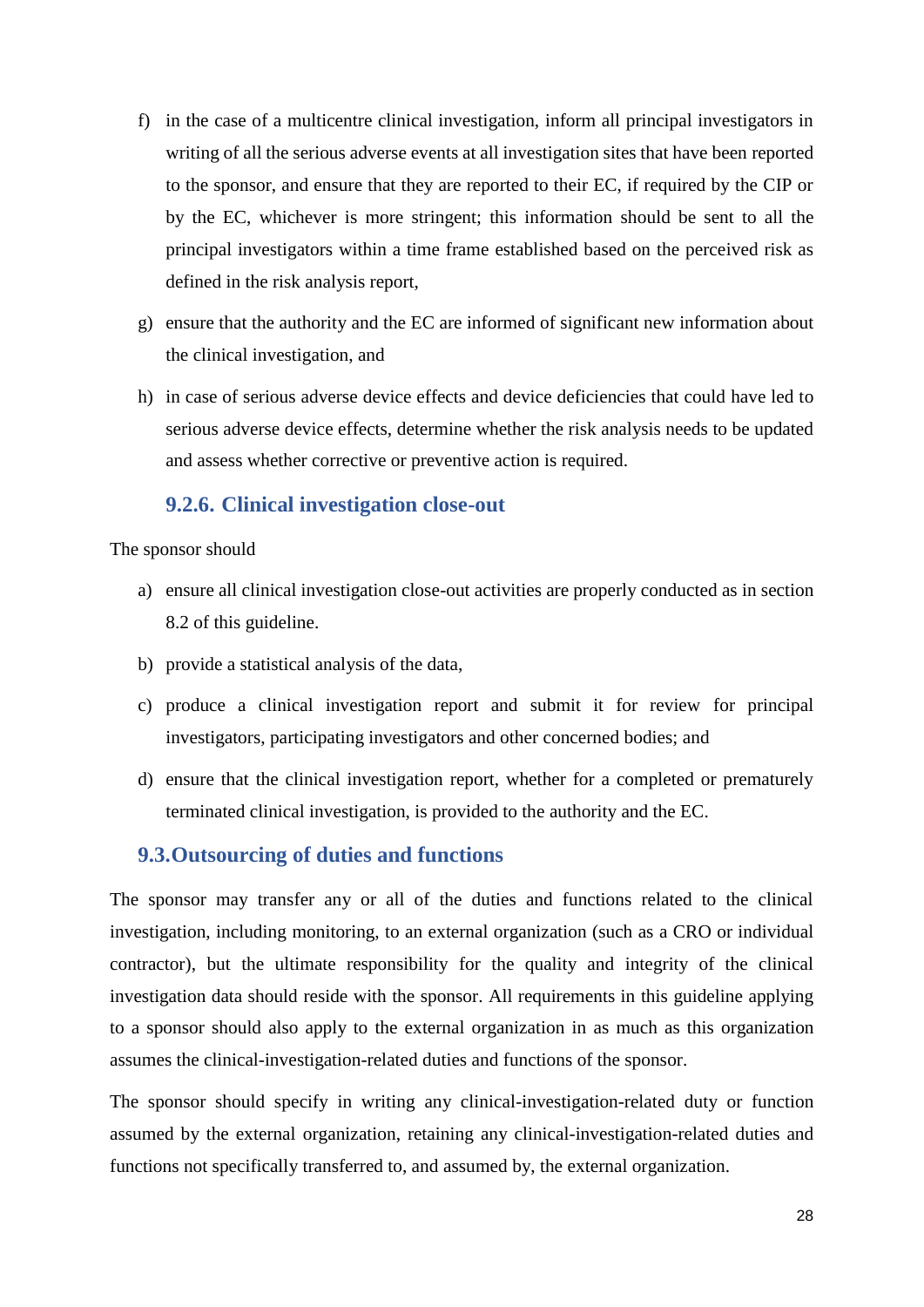f) in the case of a multicentre clinical investigation, inform all principal investigators in writing of all the serious adverse events at all investigation sites that have been reported to the sponsor, and ensure that they are reported to their EC, if required by the CIP or by the EC, whichever is more stringent; this information should be sent to all the principal investigators within a time frame established based on the perceived risk as defined in the risk analysis report,

g) ensure that the authority and the EC are informed of significant new information about the clinical investigation, and

h) in case of serious adverse device effects and device deficiencies that could have led to serious adverse device effects, determine whether the risk analysis needs to be updated and assess whether corrective or preventive action is required.

### 9.2.6. Clinical investigation close-out

The sponsor should

a) ensure all clinical investigation close-out activities are properly conducted as in section 8.2 of this guideline.

b) provide a statistical analysis of the data,

c) produce a clinical investigation report and submit it for review for principal investigators, participating investigators and other concerned bodies; and

d) ensure that the clinical investigation report, whether for a completed or prematurely terminated clinical investigation, is provided to the authority and the EC.

## 9.3. Outsourcing of duties and functions

The sponsor may transfer any or all of the duties and functions related to the clinical investigation, including monitoring, to an external organization (such as a CRO or individual contractor), but the ultimate responsibility for the quality and integrity of the clinical investigation data should reside with the sponsor. All requirements in this guideline applying to a sponsor should also apply to the external organization in as much as this organization assumes the clinical-investigation-related duties and functions of the sponsor.

The sponsor should specify in writing any clinical-investigation-related duty or function assumed by the external organization, retaining any clinical-investigation-related duties and functions not specifically transferred to, and assumed by, the external organization.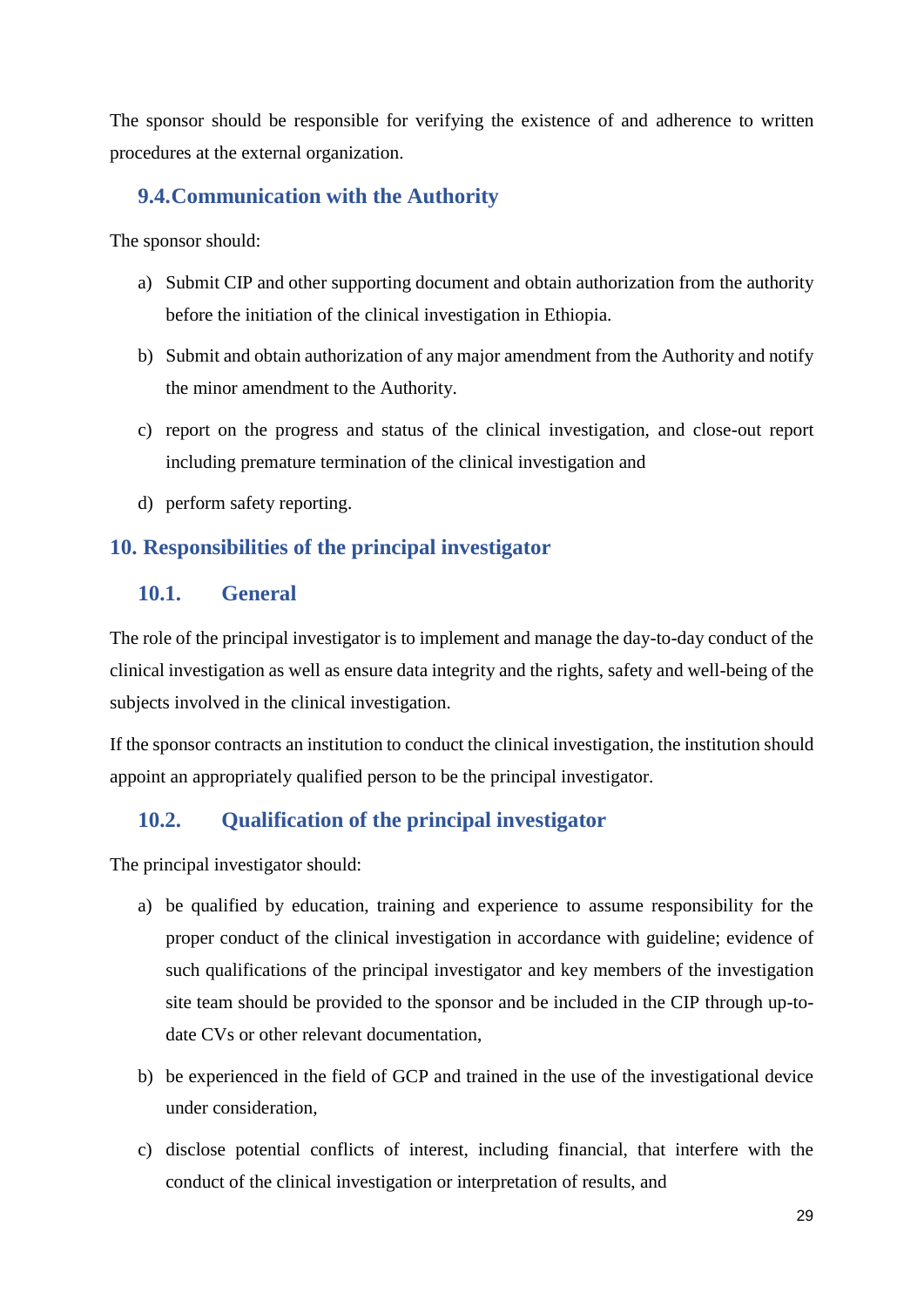The sponsor should be responsible for verifying the existence of and adherence to written procedures at the external organization.

### 9.4. Communication with the Authority

The sponsor should:

a) Submit CIP and other supporting document and obtain authorization from the authority before the initiation of the clinical investigation in Ethiopia.

b) Submit and obtain authorization of any major amendment from the Authority and notify the minor amendment to the Authority.

c) report on the progress and status of the clinical investigation, and close-out report including premature termination of the clinical investigation and

d) perform safety reporting.

## 10. Responsibilities of the principal investigator

### 10.1. General

The role of the principal investigator is to implement and manage the day-to-day conduct of the clinical investigation as well as ensure data integrity and the rights, safety and well-being of the subjects involved in the clinical investigation.

If the sponsor contracts an institution to conduct the clinical investigation, the institution should appoint an appropriately qualified person to be the principal investigator.

### 10.2. Qualification of the principal investigator

The principal investigator should:

a) be qualified by education, training and experience to assume responsibility for the proper conduct of the clinical investigation in accordance with guideline; evidence of such qualifications of the principal investigator and key members of the investigation site team should be provided to the sponsor and be included in the CIP through up-to-date CVs or other relevant documentation,

b) be experienced in the field of GCP and trained in the use of the investigational device under consideration,

c) disclose potential conflicts of interest, including financial, that interfere with the conduct of the clinical investigation or interpretation of results, and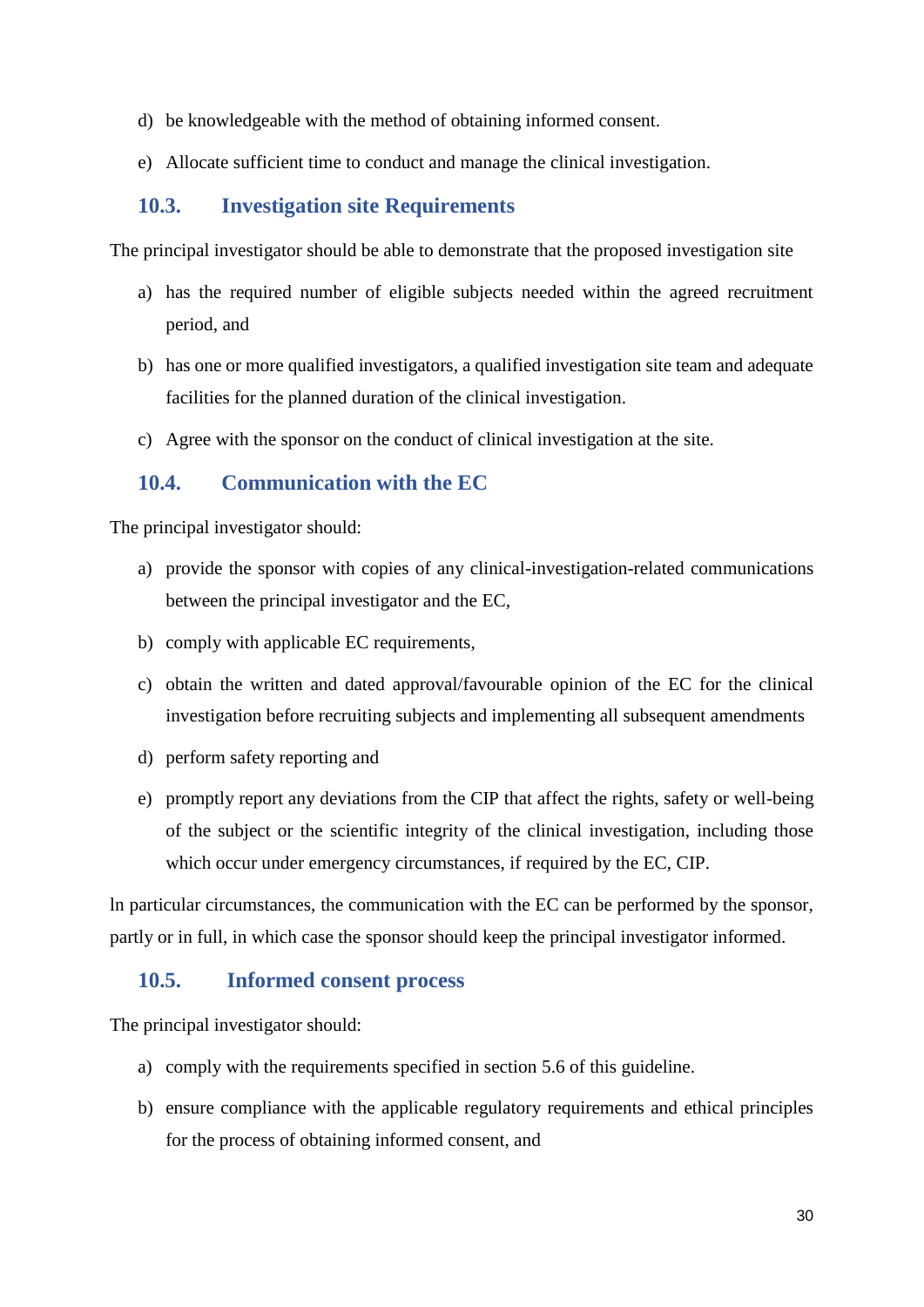d) be knowledgeable with the method of obtaining informed consent.

e) Allocate sufficient time to conduct and manage the clinical investigation.

### 10.3. Investigation site Requirements

The principal investigator should be able to demonstrate that the proposed investigation site

a) has the required number of eligible subjects needed within the agreed recruitment period, and

b) has one or more qualified investigators, a qualified investigation site team and adequate facilities for the planned duration of the clinical investigation.

c) Agree with the sponsor on the conduct of clinical investigation at the site.

### 10.4. Communication with the EC

The principal investigator should:

a) provide the sponsor with copies of any clinical-investigation-related communications between the principal investigator and the EC,

b) comply with applicable EC requirements,

c) obtain the written and dated approval/favourable opinion of the EC for the clinical investigation before recruiting subjects and implementing all subsequent amendments

d) perform safety reporting and

e) promptly report any deviations from the CIP that affect the rights, safety or well-being of the subject or the scientific integrity of the clinical investigation, including those which occur under emergency circumstances, if required by the EC, CIP.

ln particular circumstances, the communication with the EC can be performed by the sponsor, partly or in full, in which case the sponsor should keep the principal investigator informed.

### 10.5. Informed consent process

The principal investigator should:

a) comply with the requirements specified in section 5.6 of this guideline.

b) ensure compliance with the applicable regulatory requirements and ethical principles for the process of obtaining informed consent, and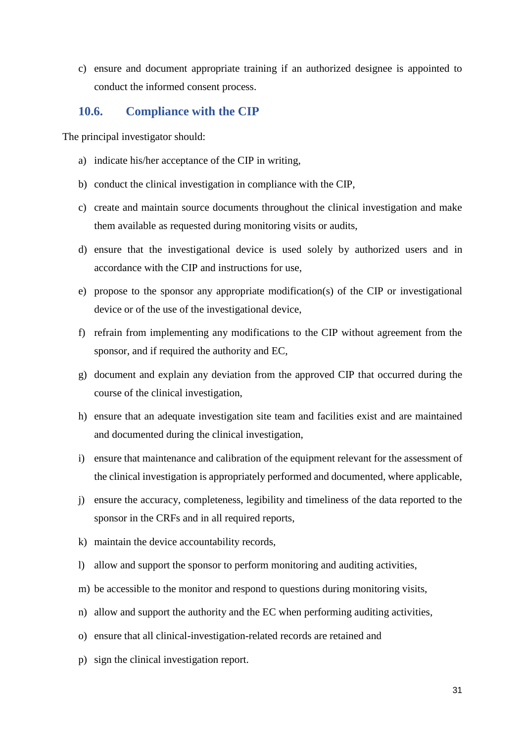c) ensure and document appropriate training if an authorized designee is appointed to conduct the informed consent process.

### 10.6. Compliance with the CIP

The principal investigator should:

a) indicate his/her acceptance of the CIP in writing,

b) conduct the clinical investigation in compliance with the CIP,

c) create and maintain source documents throughout the clinical investigation and make them available as requested during monitoring visits or audits,

d) ensure that the investigational device is used solely by authorized users and in accordance with the CIP and instructions for use,

e) propose to the sponsor any appropriate modification(s) of the CIP or investigational device or of the use of the investigational device,

f) refrain from implementing any modifications to the CIP without agreement from the sponsor, and if required the authority and EC,

g) document and explain any deviation from the approved CIP that occurred during the course of the clinical investigation,

h) ensure that an adequate investigation site team and facilities exist and are maintained and documented during the clinical investigation,

i) ensure that maintenance and calibration of the equipment relevant for the assessment of the clinical investigation is appropriately performed and documented, where applicable,

j) ensure the accuracy, completeness, legibility and timeliness of the data reported to the sponsor in the CRFs and in all required reports,

k) maintain the device accountability records,

l) allow and support the sponsor to perform monitoring and auditing activities,

m) be accessible to the monitor and respond to questions during monitoring visits,

n) allow and support the authority and the EC when performing auditing activities,

o) ensure that all clinical-investigation-related records are retained and

p) sign the clinical investigation report.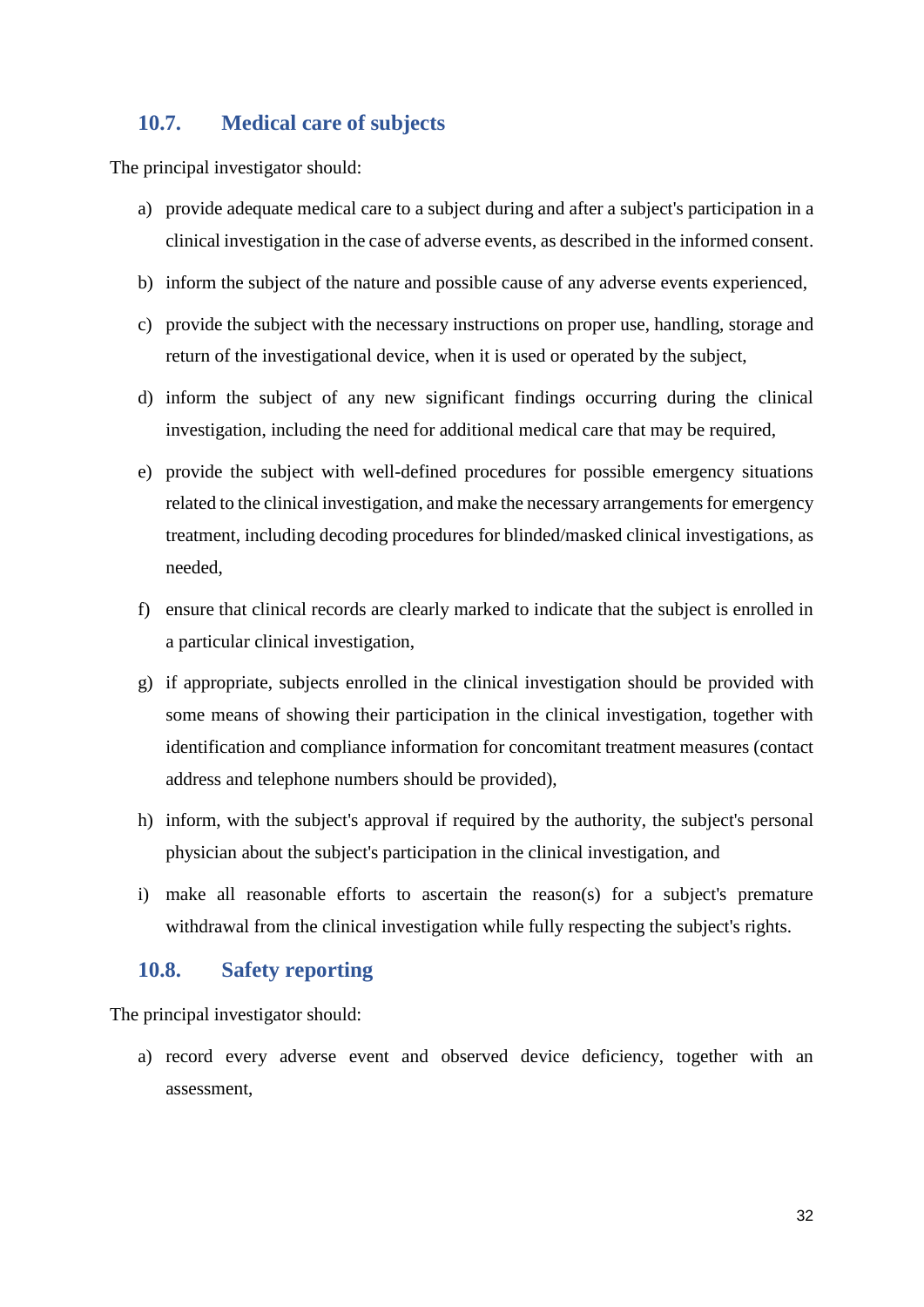## 10.7. Medical care of subjects

The principal investigator should:

a) provide adequate medical care to a subject during and after a subject's participation in a clinical investigation in the case of adverse events, as described in the informed consent.

b) inform the subject of the nature and possible cause of any adverse events experienced,

c) provide the subject with the necessary instructions on proper use, handling, storage and return of the investigational device, when it is used or operated by the subject,

d) inform the subject of any new significant findings occurring during the clinical investigation, including the need for additional medical care that may be required,

e) provide the subject with well-defined procedures for possible emergency situations related to the clinical investigation, and make the necessary arrangements for emergency treatment, including decoding procedures for blinded/masked clinical investigations, as needed,

f) ensure that clinical records are clearly marked to indicate that the subject is enrolled in a particular clinical investigation,

g) if appropriate, subjects enrolled in the clinical investigation should be provided with some means of showing their participation in the clinical investigation, together with identification and compliance information for concomitant treatment measures (contact address and telephone numbers should be provided),

h) inform, with the subject's approval if required by the authority, the subject's personal physician about the subject's participation in the clinical investigation, and

i) make all reasonable efforts to ascertain the reason(s) for a subject's premature withdrawal from the clinical investigation while fully respecting the subject's rights.

## 10.8. Safety reporting

The principal investigator should:

a) record every adverse event and observed device deficiency, together with an assessment,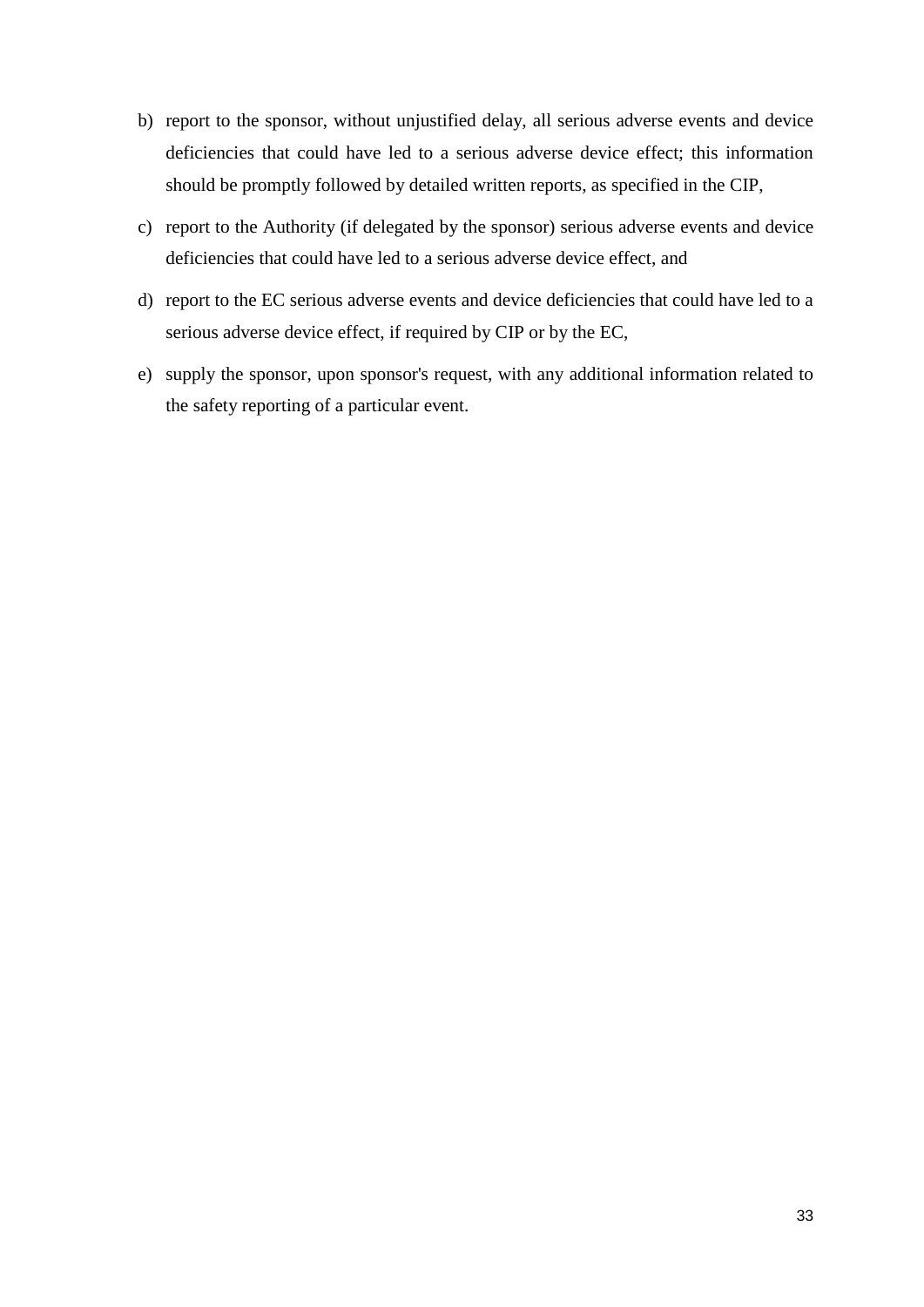b) report to the sponsor, without unjustified delay, all serious adverse events and device deficiencies that could have led to a serious adverse device effect; this information should be promptly followed by detailed written reports, as specified in the CIP,

c) report to the Authority (if delegated by the sponsor) serious adverse events and device deficiencies that could have led to a serious adverse device effect, and

d) report to the EC serious adverse events and device deficiencies that could have led to a serious adverse device effect, if required by CIP or by the EC,

e) supply the sponsor, upon sponsor's request, with any additional information related to the safety reporting of a particular event.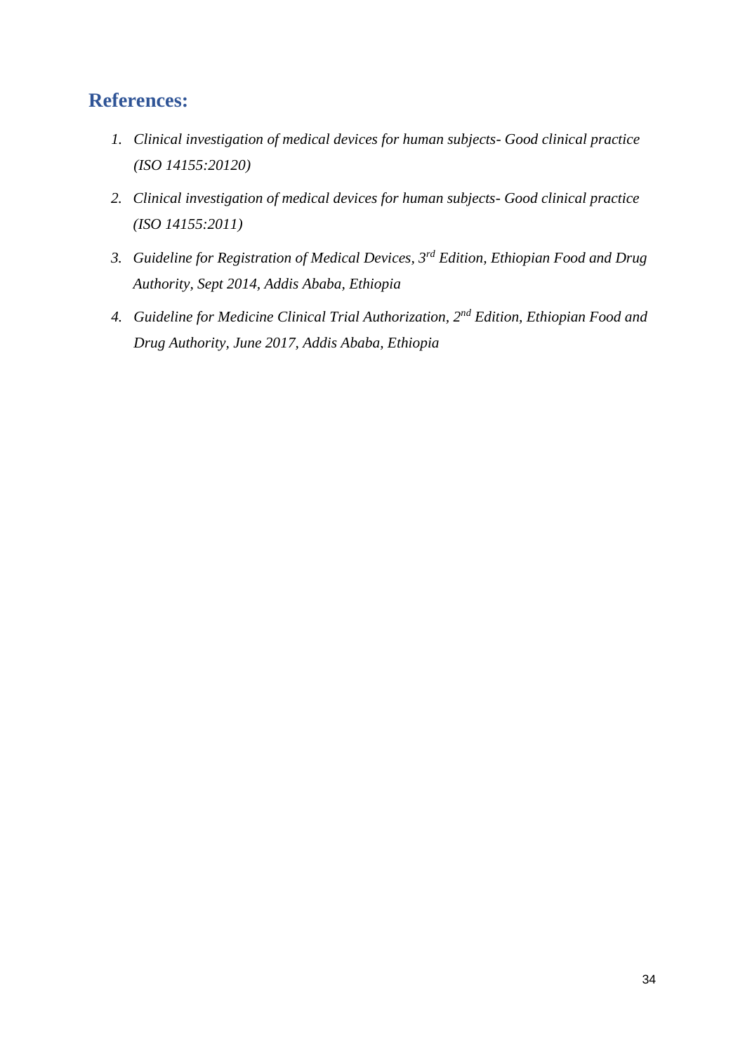## References:

1. *Clinical investigation of medical devices for human subjects- Good clinical practice (ISO 14155:20120)*
2. *Clinical investigation of medical devices for human subjects- Good clinical practice (ISO 14155:2011)*
3. *Guideline for Registration of Medical Devices, 3rd Edition, Ethiopian Food and Drug Authority, Sept 2014, Addis Ababa, Ethiopia*
4. *Guideline for Medicine Clinical Trial Authorization, 2nd Edition, Ethiopian Food and Drug Authority, June 2017, Addis Ababa, Ethiopia*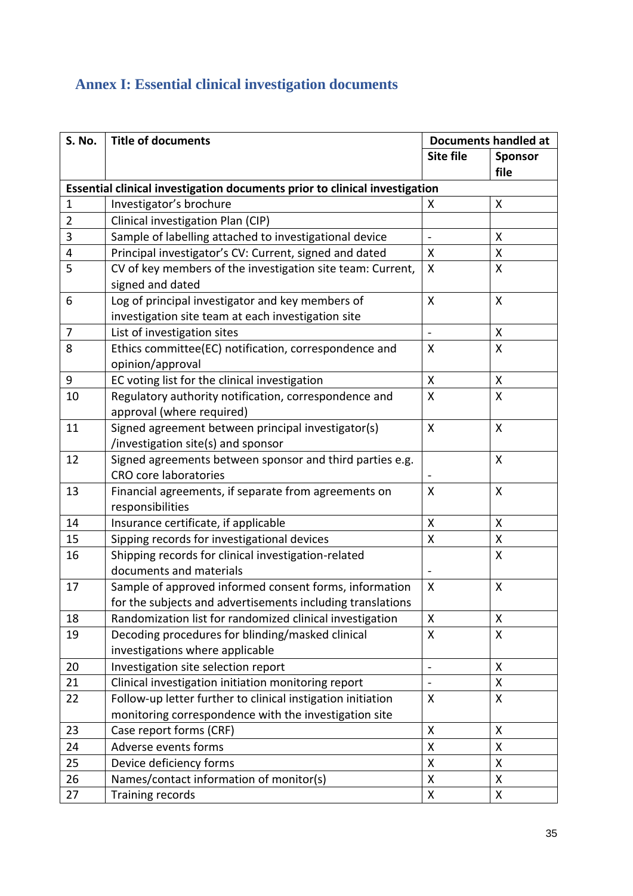## Annex I: Essential clinical investigation documents

| S. No. | Title of documents | Documents handled at | |
|---|---|---|---|
| | | Site file | Sponsor file |
| **Essential clinical investigation documents prior to clinical investigation** | | | |
| 1 | Investigator's brochure | X | X |
| 2 | Clinical investigation Plan (CIP) | | |
| 3 | Sample of labelling attached to investigational device | - | X |
| 4 | Principal investigator's CV: Current, signed and dated | X | X |
| 5 | CV of key members of the investigation site team: Current, signed and dated | X | X |
| 6 | Log of principal investigator and key members of investigation site team at each investigation site | X | X |
| 7 | List of investigation sites | - | X |
| 8 | Ethics committee(EC) notification, correspondence and opinion/approval | X | X |
| 9 | EC voting list for the clinical investigation | X | X |
| 10 | Regulatory authority notification, correspondence and approval (where required) | X | X |
| 11 | Signed agreement between principal investigator(s) /investigation site(s) and sponsor | X | X |
| 12 | Signed agreements between sponsor and third parties e.g. CRO core laboratories | - | X |
| 13 | Financial agreements, if separate from agreements on responsibilities | X | X |
| 14 | Insurance certificate, if applicable | X | X |
| 15 | Sipping records for investigational devices | X | X |
| 16 | Shipping records for clinical investigation-related documents and materials | - | X |
| 17 | Sample of approved informed consent forms, information for the subjects and advertisements including translations | X | X |
| 18 | Randomization list for randomized clinical investigation | X | X |
| 19 | Decoding procedures for blinding/masked clinical investigations where applicable | X | X |
| 20 | Investigation site selection report | - | X |
| 21 | Clinical investigation initiation monitoring report | - | X |
| 22 | Follow-up letter further to clinical instigation initiation monitoring correspondence with the investigation site | X | X |
| 23 | Case report forms (CRF) | X | X |
| 24 | Adverse events forms | X | X |
| 25 | Device deficiency forms | X | X |
| 26 | Names/contact information of monitor(s) | X | X |
| 27 | Training records | X | X |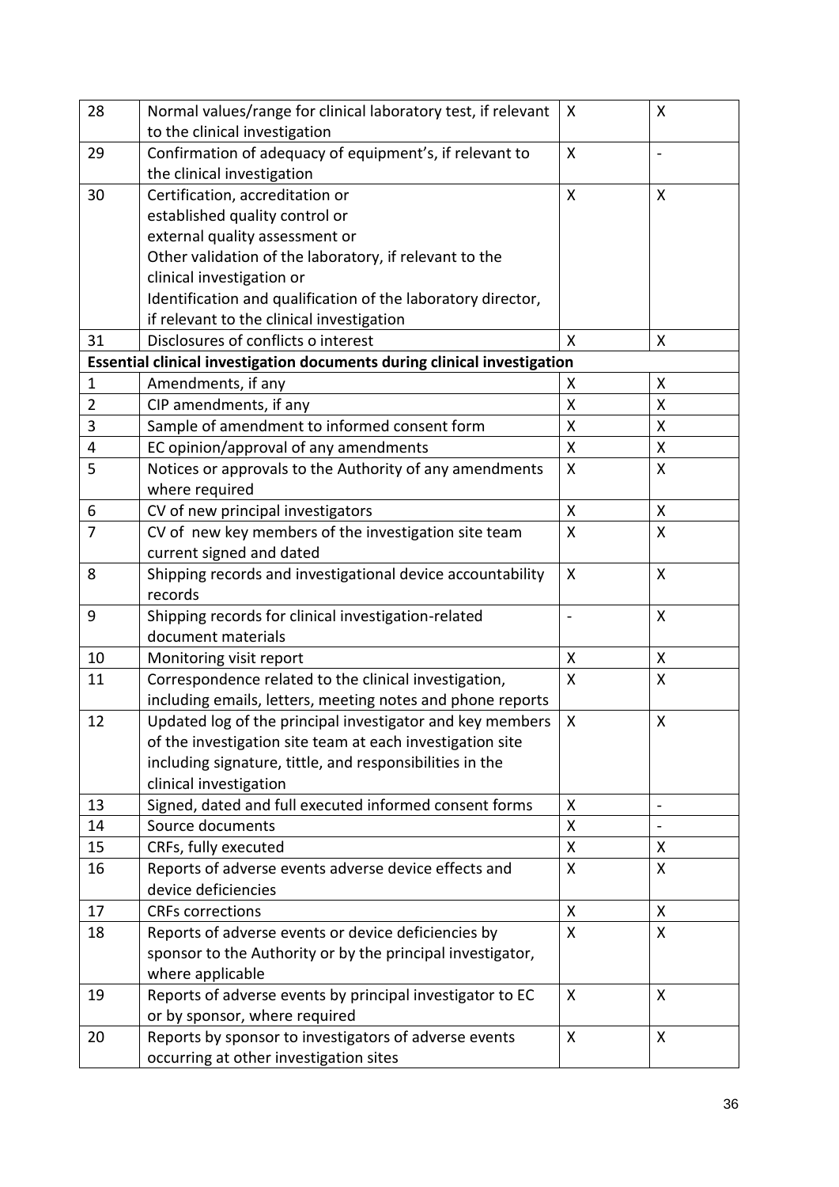| 28 | Normal values/range for clinical laboratory test, if relevant to the clinical investigation | X | X |
|---|---|---|---|
| 29 | Confirmation of adequacy of equipment's, if relevant to the clinical investigation | X | - |
| 30 | Certification, accreditation or<br>established quality control or<br>external quality assessment or<br>Other validation of the laboratory, if relevant to the clinical investigation or<br>Identification and qualification of the laboratory director, if relevant to the clinical investigation | X | X |
| 31 | Disclosures of conflicts o interest | X | X |
| **Essential clinical investigation documents during clinical investigation** | | | |
| 1 | Amendments, if any | X | X |
| 2 | CIP amendments, if any | X | X |
| 3 | Sample of amendment to informed consent form | X | X |
| 4 | EC opinion/approval of any amendments | X | X |
| 5 | Notices or approvals to the Authority of any amendments where required | X | X |
| 6 | CV of new principal investigators | X | X |
| 7 | CV of new key members of the investigation site team current signed and dated | X | X |
| 8 | Shipping records and investigational device accountability records | X | X |
| 9 | Shipping records for clinical investigation-related document materials | - | X |
| 10 | Monitoring visit report | X | X |
| 11 | Correspondence related to the clinical investigation, including emails, letters, meeting notes and phone reports | X | X |
| 12 | Updated log of the principal investigator and key members of the investigation site team at each investigation site including signature, tittle, and responsibilities in the clinical investigation | X | X |
| 13 | Signed, dated and full executed informed consent forms | X | - |
| 14 | Source documents | X | - |
| 15 | CRFs, fully executed | X | X |
| 16 | Reports of adverse events adverse device effects and device deficiencies | X | X |
| 17 | CRFs corrections | X | X |
| 18 | Reports of adverse events or device deficiencies by sponsor to the Authority or by the principal investigator, where applicable | X | X |
| 19 | Reports of adverse events by principal investigator to EC or by sponsor, where required | X | X |
| 20 | Reports by sponsor to investigators of adverse events occurring at other investigation sites | X | X |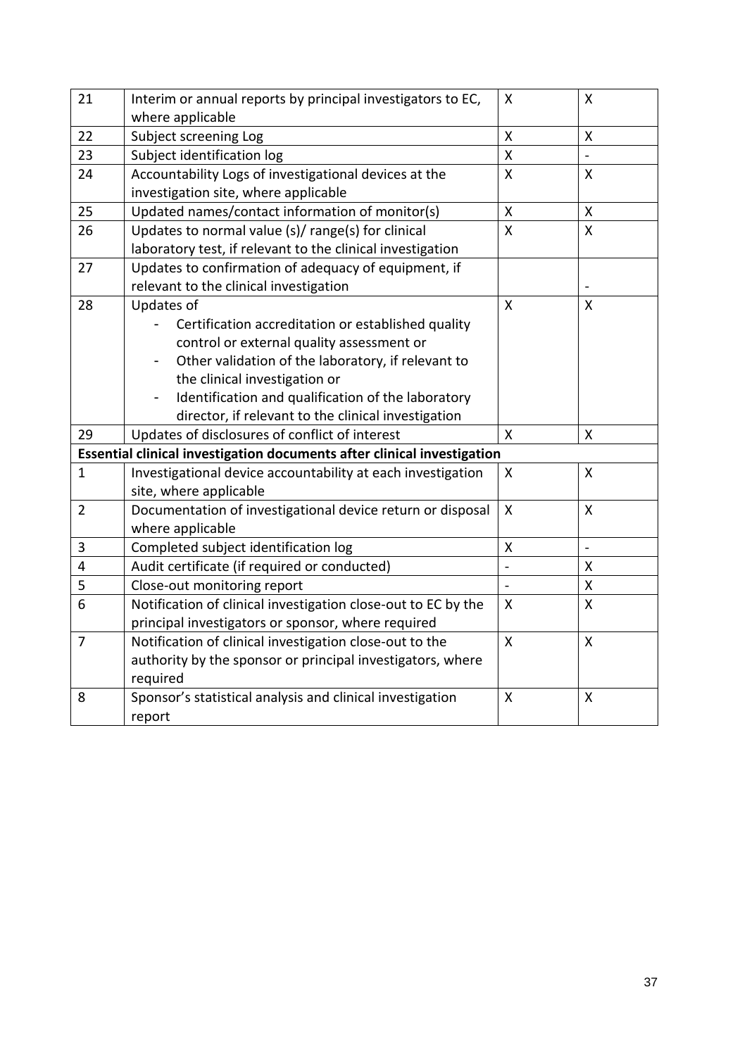| | | | |
|---|---|---|---|
| 21 | Interim or annual reports by principal investigators to EC, where applicable | X | X |
| 22 | Subject screening Log | X | X |
| 23 | Subject identification log | X | - |
| 24 | Accountability Logs of investigational devices at the investigation site, where applicable | X | X |
| 25 | Updated names/contact information of monitor(s) | X | X |
| 26 | Updates to normal value (s)/ range(s) for clinical laboratory test, if relevant to the clinical investigation | X | X |
| 27 | Updates to confirmation of adequacy of equipment, if relevant to the clinical investigation | | - |
| 28 | Updates of<br>- Certification accreditation or established quality control or external quality assessment or<br>- Other validation of the laboratory, if relevant to the clinical investigation or<br>- Identification and qualification of the laboratory director, if relevant to the clinical investigation | X | X |
| 29 | Updates of disclosures of conflict of interest | X | X |
| **Essential clinical investigation documents after clinical investigation** | | | |
| 1 | Investigational device accountability at each investigation site, where applicable | X | X |
| 2 | Documentation of investigational device return or disposal where applicable | X | X |
| 3 | Completed subject identification log | X | - |
| 4 | Audit certificate (if required or conducted) | - | X |
| 5 | Close-out monitoring report | - | X |
| 6 | Notification of clinical investigation close-out to EC by the principal investigators or sponsor, where required | X | X |
| 7 | Notification of clinical investigation close-out to the authority by the sponsor or principal investigators, where required | X | X |
| 8 | Sponsor's statistical analysis and clinical investigation report | X | X |